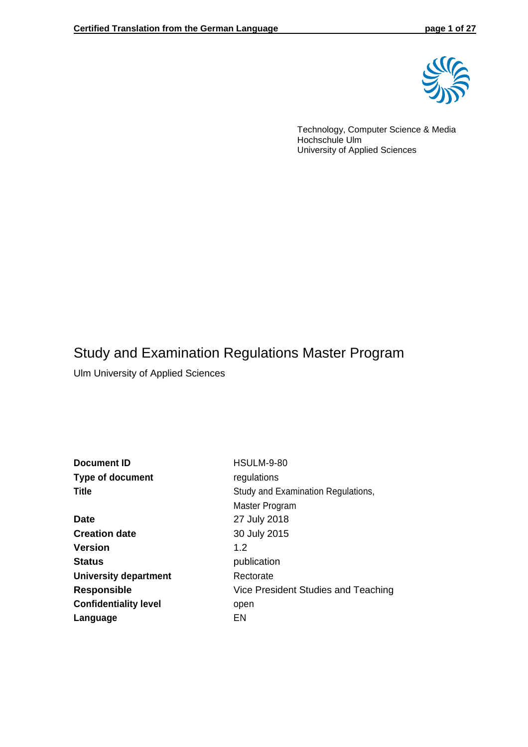Technology, Computer Science & Media
Hochschule Ulm
University of Applied Sciences

# Study and Examination Regulations Master Program

Ulm University of Applied Sciences

| | |
|---|---|
| **Document ID** | HSULM-9-80 |
| **Type of document** | regulations |
| **Title** | Study and Examination Regulations, Master Program |
| **Date** | 27 July 2018 |
| **Creation date** | 30 July 2015 |
| **Version** | 1.2 |
| **Status** | publication |
| **University department** | Rectorate |
| **Responsible** | Vice President Studies and Teaching |
| **Confidentiality level** | open |
| **Language** | EN |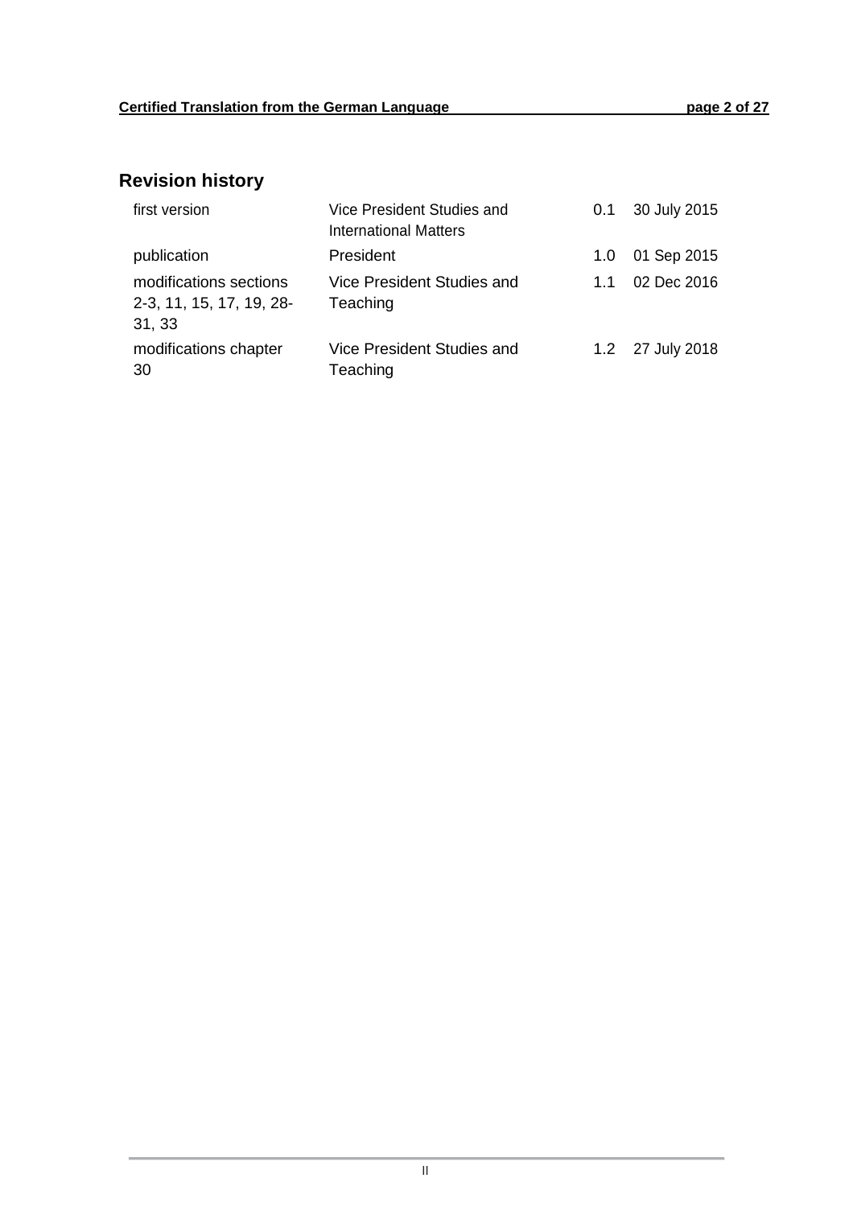## Revision history

| | | | |
|---|---|---|---|
| first version | Vice President Studies and International Matters | 0.1 | 30 July 2015 |
| publication | President | 1.0 | 01 Sep 2015 |
| modifications sections 2-3, 11, 15, 17, 19, 28-31, 33 | Vice President Studies and Teaching | 1.1 | 02 Dec 2016 |
| modifications chapter 30 | Vice President Studies and Teaching | 1.2 | 27 July 2018 |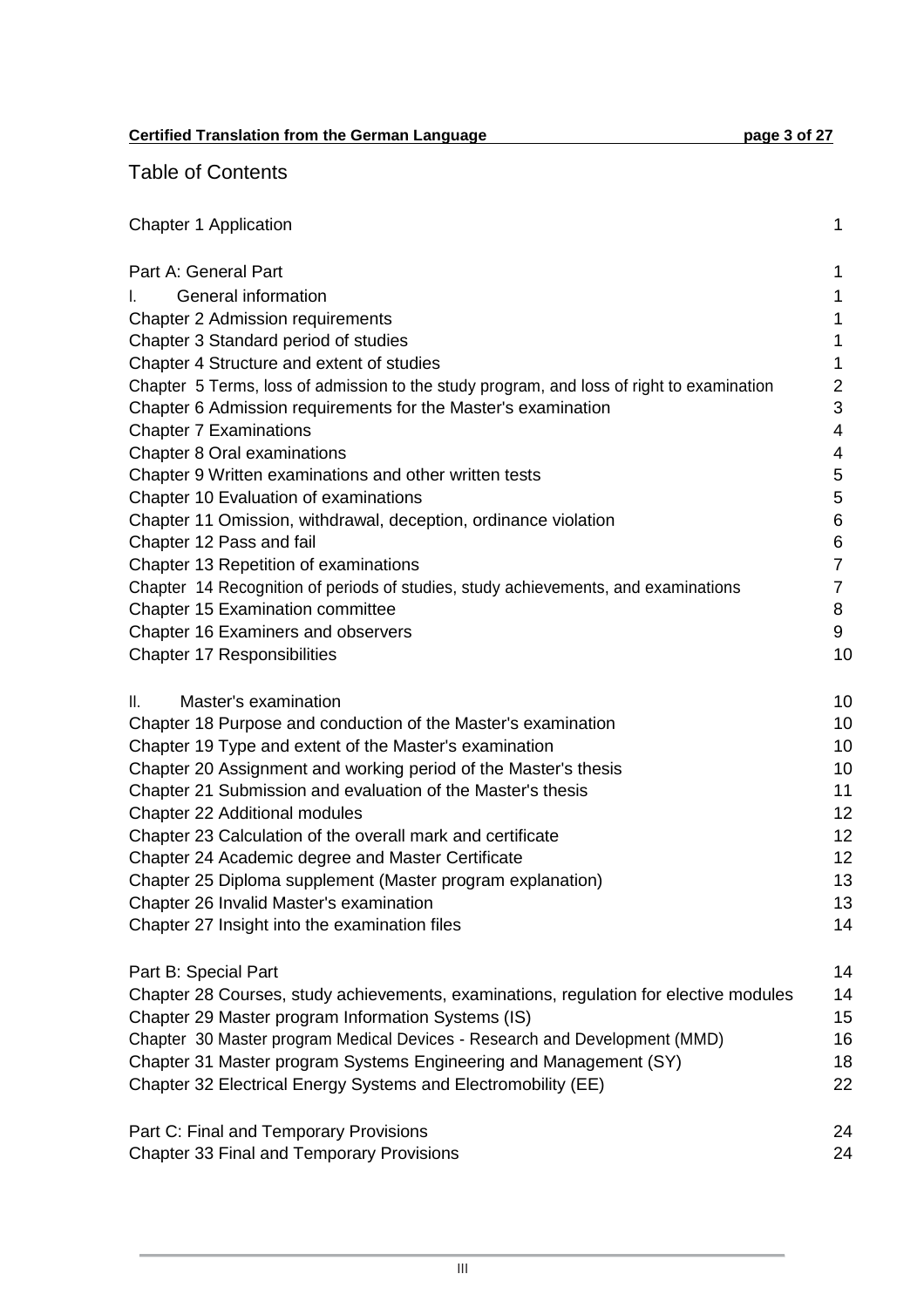# Table of Contents

| | |
|---|---|
| Chapter 1 Application | 1 |
| | |
| Part A: General Part | 1 |
| I. General information | 1 |
| Chapter 2 Admission requirements | 1 |
| Chapter 3 Standard period of studies | 1 |
| Chapter 4 Structure and extent of studies | 1 |
| Chapter 5 Terms, loss of admission to the study program, and loss of right to examination | 2 |
| Chapter 6 Admission requirements for the Master's examination | 3 |
| Chapter 7 Examinations | 4 |
| Chapter 8 Oral examinations | 4 |
| Chapter 9 Written examinations and other written tests | 5 |
| Chapter 10 Evaluation of examinations | 5 |
| Chapter 11 Omission, withdrawal, deception, ordinance violation | 6 |
| Chapter 12 Pass and fail | 6 |
| Chapter 13 Repetition of examinations | 7 |
| Chapter 14 Recognition of periods of studies, study achievements, and examinations | 7 |
| Chapter 15 Examination committee | 8 |
| Chapter 16 Examiners and observers | 9 |
| Chapter 17 Responsibilities | 10 |
| | |
| II. Master's examination | 10 |
| Chapter 18 Purpose and conduction of the Master's examination | 10 |
| Chapter 19 Type and extent of the Master's examination | 10 |
| Chapter 20 Assignment and working period of the Master's thesis | 10 |
| Chapter 21 Submission and evaluation of the Master's thesis | 11 |
| Chapter 22 Additional modules | 12 |
| Chapter 23 Calculation of the overall mark and certificate | 12 |
| Chapter 24 Academic degree and Master Certificate | 12 |
| Chapter 25 Diploma supplement (Master program explanation) | 13 |
| Chapter 26 Invalid Master's examination | 13 |
| Chapter 27 Insight into the examination files | 14 |
| | |
| Part B: Special Part | 14 |
| Chapter 28 Courses, study achievements, examinations, regulation for elective modules | 14 |
| Chapter 29 Master program Information Systems (IS) | 15 |
| Chapter 30 Master program Medical Devices - Research and Development (MMD) | 16 |
| Chapter 31 Master program Systems Engineering and Management (SY) | 18 |
| Chapter 32 Electrical Energy Systems and Electromobility (EE) | 22 |
| | |
| Part C: Final and Temporary Provisions | 24 |
| Chapter 33 Final and Temporary Provisions | 24 |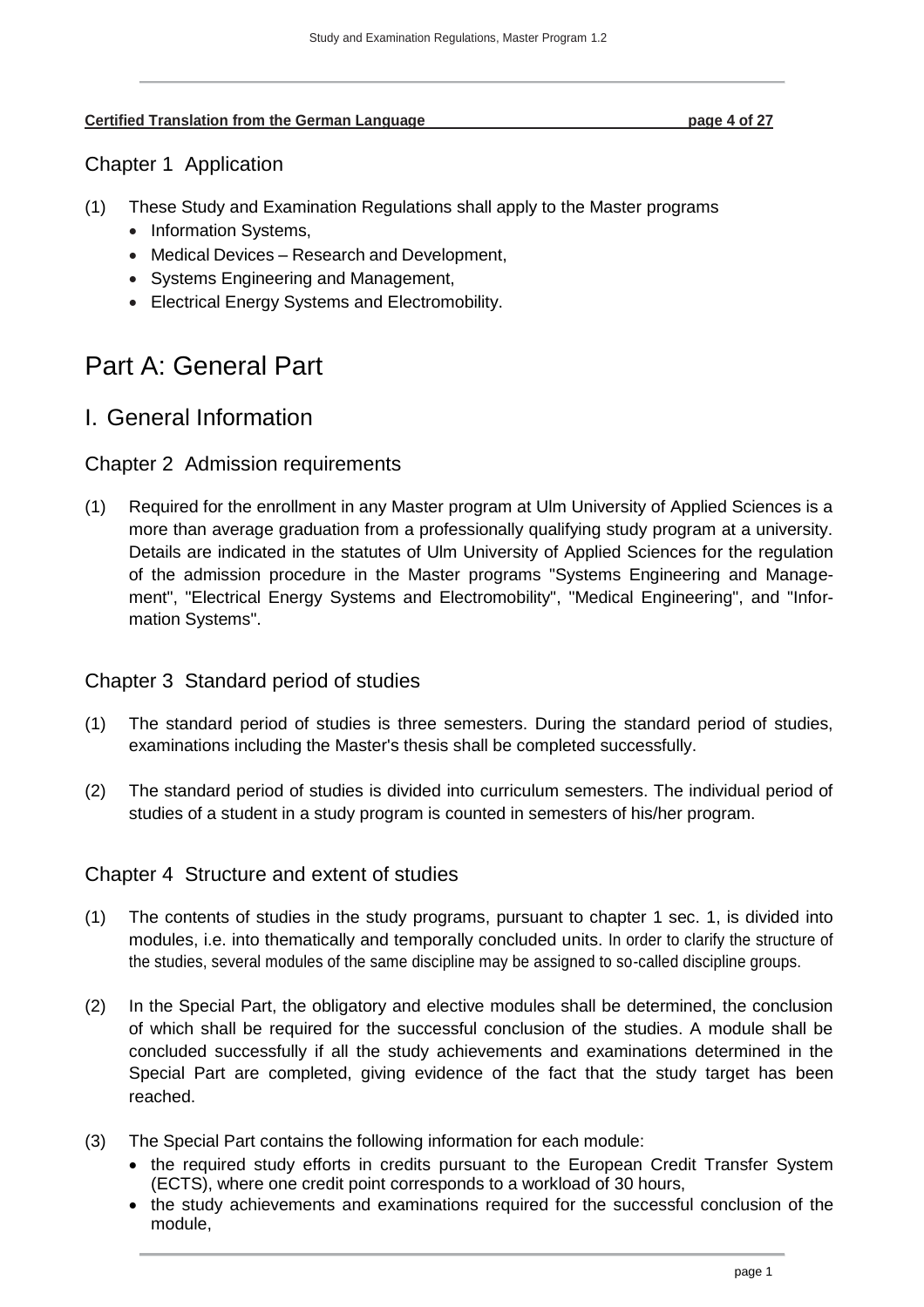## Chapter 1 Application

(1) These Study and Examination Regulations shall apply to the Master programs
- Information Systems,
- Medical Devices – Research and Development,
- Systems Engineering and Management,
- Electrical Energy Systems and Electromobility.

# Part A: General Part

## I. General Information

### Chapter 2 Admission requirements

(1) Required for the enrollment in any Master program at Ulm University of Applied Sciences is a more than average graduation from a professionally qualifying study program at a university. Details are indicated in the statutes of Ulm University of Applied Sciences for the regulation of the admission procedure in the Master programs "Systems Engineering and Management", "Electrical Energy Systems and Electromobility", "Medical Engineering", and "Information Systems".

### Chapter 3 Standard period of studies

(1) The standard period of studies is three semesters. During the standard period of studies, examinations including the Master's thesis shall be completed successfully.

(2) The standard period of studies is divided into curriculum semesters. The individual period of studies of a student in a study program is counted in semesters of his/her program.

### Chapter 4 Structure and extent of studies

(1) The contents of studies in the study programs, pursuant to chapter 1 sec. 1, is divided into modules, i.e. into thematically and temporally concluded units. In order to clarify the structure of the studies, several modules of the same discipline may be assigned to so-called discipline groups.

(2) In the Special Part, the obligatory and elective modules shall be determined, the conclusion of which shall be required for the successful conclusion of the studies. A module shall be concluded successfully if all the study achievements and examinations determined in the Special Part are completed, giving evidence of the fact that the study target has been reached.

(3) The Special Part contains the following information for each module:
- the required study efforts in credits pursuant to the European Credit Transfer System (ECTS), where one credit point corresponds to a workload of 30 hours,
- the study achievements and examinations required for the successful conclusion of the module,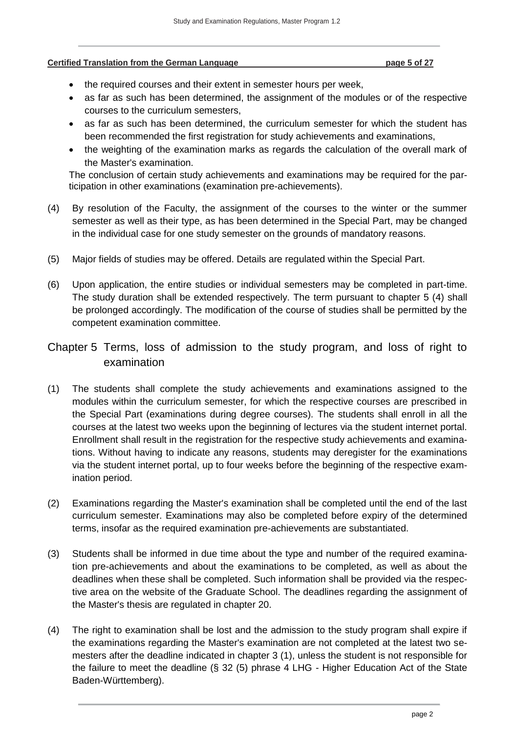- the required courses and their extent in semester hours per week,
- as far as such has been determined, the assignment of the modules or of the respective courses to the curriculum semesters,
- as far as such has been determined, the curriculum semester for which the student has been recommended the first registration for study achievements and examinations,
- the weighting of the examination marks as regards the calculation of the overall mark of the Master's examination.

The conclusion of certain study achievements and examinations may be required for the participation in other examinations (examination pre-achievements).

(4) By resolution of the Faculty, the assignment of the courses to the winter or the summer semester as well as their type, as has been determined in the Special Part, may be changed in the individual case for one study semester on the grounds of mandatory reasons.

(5) Major fields of studies may be offered. Details are regulated within the Special Part.

(6) Upon application, the entire studies or individual semesters may be completed in part-time. The study duration shall be extended respectively. The term pursuant to chapter 5 (4) shall be prolonged accordingly. The modification of the course of studies shall be permitted by the competent examination committee.

## Chapter 5 Terms, loss of admission to the study program, and loss of right to examination

(1) The students shall complete the study achievements and examinations assigned to the modules within the curriculum semester, for which the respective courses are prescribed in the Special Part (examinations during degree courses). The students shall enroll in all the courses at the latest two weeks upon the beginning of lectures via the student internet portal. Enrollment shall result in the registration for the respective study achievements and examinations. Without having to indicate any reasons, students may deregister for the examinations via the student internet portal, up to four weeks before the beginning of the respective examination period.

(2) Examinations regarding the Master's examination shall be completed until the end of the last curriculum semester. Examinations may also be completed before expiry of the determined terms, insofar as the required examination pre-achievements are substantiated.

(3) Students shall be informed in due time about the type and number of the required examination pre-achievements and about the examinations to be completed, as well as about the deadlines when these shall be completed. Such information shall be provided via the respective area on the website of the Graduate School. The deadlines regarding the assignment of the Master's thesis are regulated in chapter 20.

(4) The right to examination shall be lost and the admission to the study program shall expire if the examinations regarding the Master's examination are not completed at the latest two semesters after the deadline indicated in chapter 3 (1), unless the student is not responsible for the failure to meet the deadline (§ 32 (5) phrase 4 LHG - Higher Education Act of the State Baden-Württemberg).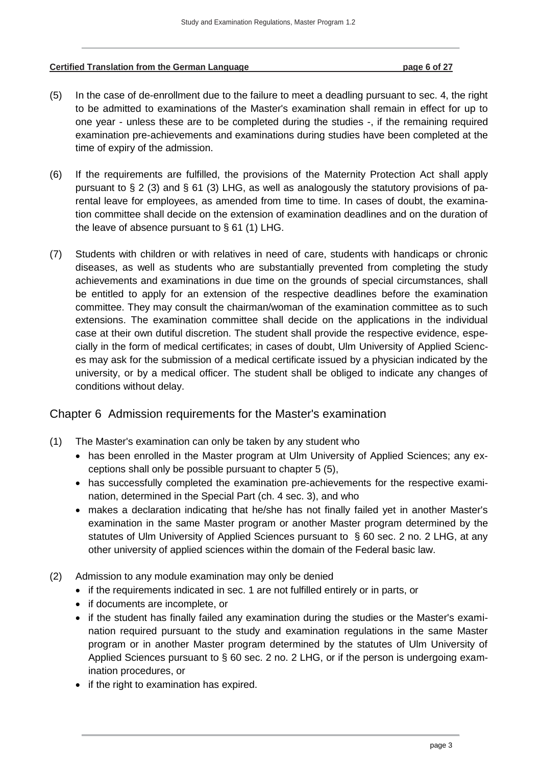(5) In the case of de-enrollment due to the failure to meet a deadling pursuant to sec. 4, the right to be admitted to examinations of the Master's examination shall remain in effect for up to one year - unless these are to be completed during the studies -, if the remaining required examination pre-achievements and examinations during studies have been completed at the time of expiry of the admission.

(6) If the requirements are fulfilled, the provisions of the Maternity Protection Act shall apply pursuant to § 2 (3) and § 61 (3) LHG, as well as analogously the statutory provisions of parental leave for employees, as amended from time to time. In cases of doubt, the examination committee shall decide on the extension of examination deadlines and on the duration of the leave of absence pursuant to § 61 (1) LHG.

(7) Students with children or with relatives in need of care, students with handicaps or chronic diseases, as well as students who are substantially prevented from completing the study achievements and examinations in due time on the grounds of special circumstances, shall be entitled to apply for an extension of the respective deadlines before the examination committee. They may consult the chairman/woman of the examination committee as to such extensions. The examination committee shall decide on the applications in the individual case at their own dutiful discretion. The student shall provide the respective evidence, especially in the form of medical certificates; in cases of doubt, Ulm University of Applied Sciences may ask for the submission of a medical certificate issued by a physician indicated by the university, or by a medical officer. The student shall be obliged to indicate any changes of conditions without delay.

## Chapter 6 Admission requirements for the Master's examination

(1) The Master's examination can only be taken by any student who
- has been enrolled in the Master program at Ulm University of Applied Sciences; any exceptions shall only be possible pursuant to chapter 5 (5),
- has successfully completed the examination pre-achievements for the respective examination, determined in the Special Part (ch. 4 sec. 3), and who
- makes a declaration indicating that he/she has not finally failed yet in another Master's examination in the same Master program or another Master program determined by the statutes of Ulm University of Applied Sciences pursuant to § 60 sec. 2 no. 2 LHG, at any other university of applied sciences within the domain of the Federal basic law.

(2) Admission to any module examination may only be denied
- if the requirements indicated in sec. 1 are not fulfilled entirely or in parts, or
- if documents are incomplete, or
- if the student has finally failed any examination during the studies or the Master's examination required pursuant to the study and examination regulations in the same Master program or in another Master program determined by the statutes of Ulm University of Applied Sciences pursuant to § 60 sec. 2 no. 2 LHG, or if the person is undergoing examination procedures, or
- if the right to examination has expired.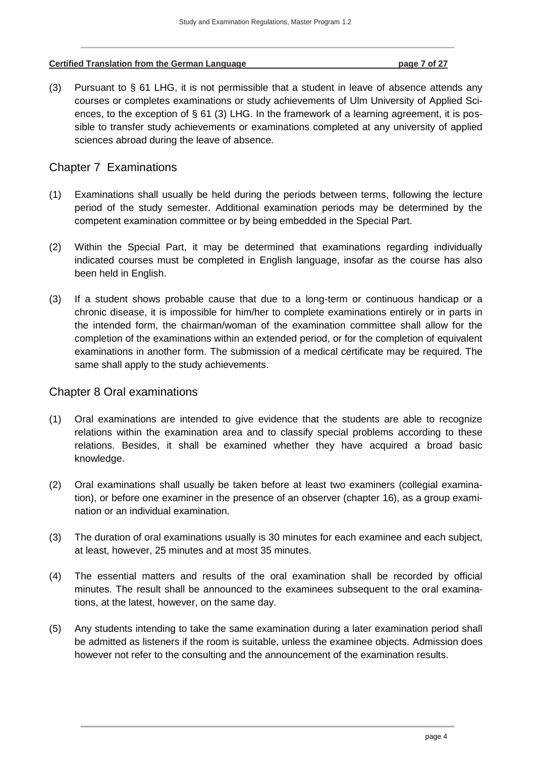(3) Pursuant to § 61 LHG, it is not permissible that a student in leave of absence attends any courses or completes examinations or study achievements of Ulm University of Applied Sciences, to the exception of § 61 (3) LHG. In the framework of a learning agreement, it is possible to transfer study achievements or examinations completed at any university of applied sciences abroad during the leave of absence.

## Chapter 7 Examinations

(1) Examinations shall usually be held during the periods between terms, following the lecture period of the study semester. Additional examination periods may be determined by the competent examination committee or by being embedded in the Special Part.

(2) Within the Special Part, it may be determined that examinations regarding individually indicated courses must be completed in English language, insofar as the course has also been held in English.

(3) If a student shows probable cause that due to a long-term or continuous handicap or a chronic disease, it is impossible for him/her to complete examinations entirely or in parts in the intended form, the chairman/woman of the examination committee shall allow for the completion of the examinations within an extended period, or for the completion of equivalent examinations in another form. The submission of a medical certificate may be required. The same shall apply to the study achievements.

## Chapter 8 Oral examinations

(1) Oral examinations are intended to give evidence that the students are able to recognize relations within the examination area and to classify special problems according to these relations. Besides, it shall be examined whether they have acquired a broad basic knowledge.

(2) Oral examinations shall usually be taken before at least two examiners (collegial examination), or before one examiner in the presence of an observer (chapter 16), as a group examination or an individual examination.

(3) The duration of oral examinations usually is 30 minutes for each examinee and each subject, at least, however, 25 minutes and at most 35 minutes.

(4) The essential matters and results of the oral examination shall be recorded by official minutes. The result shall be announced to the examinees subsequent to the oral examinations, at the latest, however, on the same day.

(5) Any students intending to take the same examination during a later examination period shall be admitted as listeners if the room is suitable, unless the examinee objects. Admission does however not refer to the consulting and the announcement of the examination results.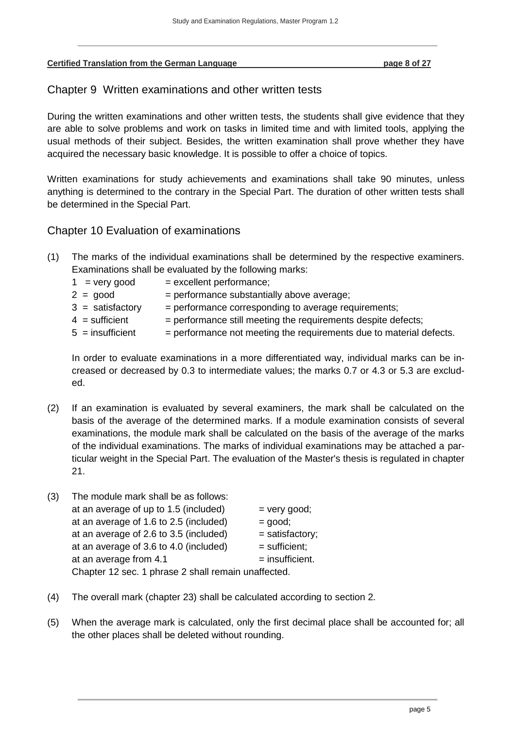## Chapter 9 Written examinations and other written tests

During the written examinations and other written tests, the students shall give evidence that they are able to solve problems and work on tasks in limited time and with limited tools, applying the usual methods of their subject. Besides, the written examination shall prove whether they have acquired the necessary basic knowledge. It is possible to offer a choice of topics.

Written examinations for study achievements and examinations shall take 90 minutes, unless anything is determined to the contrary in the Special Part. The duration of other written tests shall be determined in the Special Part.

## Chapter 10 Evaluation of examinations

(1) The marks of the individual examinations shall be determined by the respective examiners. Examinations shall be evaluated by the following marks:

    1 = very good = excellent performance;
    2 = good = performance substantially above average;
    3 = satisfactory = performance corresponding to average requirements;
    4 = sufficient = performance still meeting the requirements despite defects;
    5 = insufficient = performance not meeting the requirements due to material defects.

    In order to evaluate examinations in a more differentiated way, individual marks can be increased or decreased by 0.3 to intermediate values; the marks 0.7 or 4.3 or 5.3 are excluded.

(2) If an examination is evaluated by several examiners, the mark shall be calculated on the basis of the average of the determined marks. If a module examination consists of several examinations, the module mark shall be calculated on the basis of the average of the marks of the individual examinations. The marks of individual examinations may be attached a particular weight in the Special Part. The evaluation of the Master's thesis is regulated in chapter 21.

(3) The module mark shall be as follows:

    at an average of up to 1.5 (included) = very good;
    at an average of 1.6 to 2.5 (included) = good;
    at an average of 2.6 to 3.5 (included) = satisfactory;
    at an average of 3.6 to 4.0 (included) = sufficient;
    at an average from 4.1 = insufficient.

    Chapter 12 sec. 1 phrase 2 shall remain unaffected.

(4) The overall mark (chapter 23) shall be calculated according to section 2.

(5) When the average mark is calculated, only the first decimal place shall be accounted for; all the other places shall be deleted without rounding.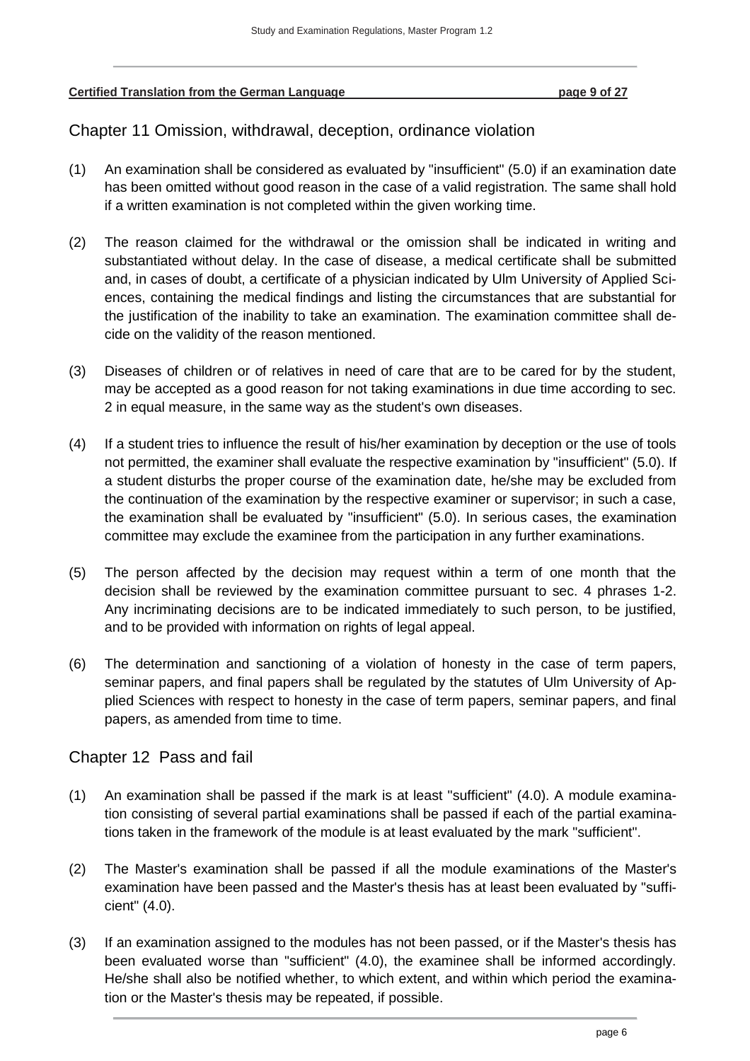## Chapter 11 Omission, withdrawal, deception, ordinance violation

(1) An examination shall be considered as evaluated by "insufficient" (5.0) if an examination date has been omitted without good reason in the case of a valid registration. The same shall hold if a written examination is not completed within the given working time.

(2) The reason claimed for the withdrawal or the omission shall be indicated in writing and substantiated without delay. In the case of disease, a medical certificate shall be submitted and, in cases of doubt, a certificate of a physician indicated by Ulm University of Applied Sciences, containing the medical findings and listing the circumstances that are substantial for the justification of the inability to take an examination. The examination committee shall decide on the validity of the reason mentioned.

(3) Diseases of children or of relatives in need of care that are to be cared for by the student, may be accepted as a good reason for not taking examinations in due time according to sec. 2 in equal measure, in the same way as the student's own diseases.

(4) If a student tries to influence the result of his/her examination by deception or the use of tools not permitted, the examiner shall evaluate the respective examination by "insufficient" (5.0). If a student disturbs the proper course of the examination date, he/she may be excluded from the continuation of the examination by the respective examiner or supervisor; in such a case, the examination shall be evaluated by "insufficient" (5.0). In serious cases, the examination committee may exclude the examinee from the participation in any further examinations.

(5) The person affected by the decision may request within a term of one month that the decision shall be reviewed by the examination committee pursuant to sec. 4 phrases 1-2. Any incriminating decisions are to be indicated immediately to such person, to be justified, and to be provided with information on rights of legal appeal.

(6) The determination and sanctioning of a violation of honesty in the case of term papers, seminar papers, and final papers shall be regulated by the statutes of Ulm University of Applied Sciences with respect to honesty in the case of term papers, seminar papers, and final papers, as amended from time to time.

## Chapter 12 Pass and fail

(1) An examination shall be passed if the mark is at least "sufficient" (4.0). A module examination consisting of several partial examinations shall be passed if each of the partial examinations taken in the framework of the module is at least evaluated by the mark "sufficient".

(2) The Master's examination shall be passed if all the module examinations of the Master's examination have been passed and the Master's thesis has at least been evaluated by "sufficient" (4.0).

(3) If an examination assigned to the modules has not been passed, or if the Master's thesis has been evaluated worse than "sufficient" (4.0), the examinee shall be informed accordingly. He/she shall also be notified whether, to which extent, and within which period the examination or the Master's thesis may be repeated, if possible.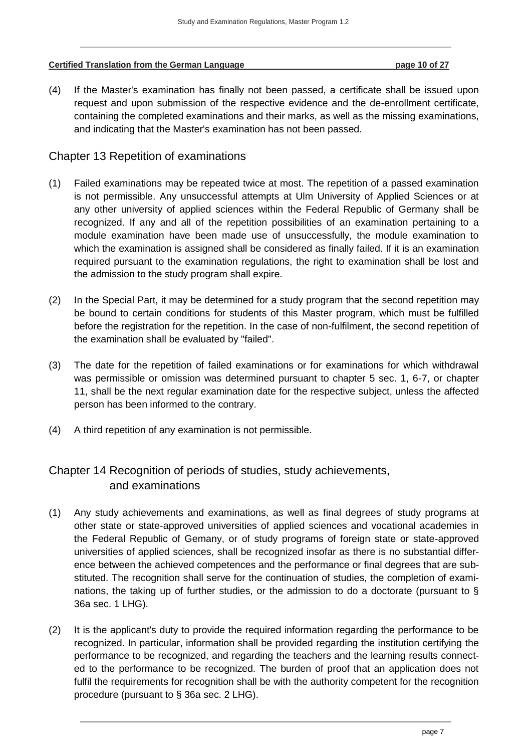(4) If the Master's examination has finally not been passed, a certificate shall be issued upon request and upon submission of the respective evidence and the de-enrollment certificate, containing the completed examinations and their marks, as well as the missing examinations, and indicating that the Master's examination has not been passed.

## Chapter 13 Repetition of examinations

(1) Failed examinations may be repeated twice at most. The repetition of a passed examination is not permissible. Any unsuccessful attempts at Ulm University of Applied Sciences or at any other university of applied sciences within the Federal Republic of Germany shall be recognized. If any and all of the repetition possibilities of an examination pertaining to a module examination have been made use of unsuccessfully, the module examination to which the examination is assigned shall be considered as finally failed. If it is an examination required pursuant to the examination regulations, the right to examination shall be lost and the admission to the study program shall expire.

(2) In the Special Part, it may be determined for a study program that the second repetition may be bound to certain conditions for students of this Master program, which must be fulfilled before the registration for the repetition. In the case of non-fulfilment, the second repetition of the examination shall be evaluated by "failed".

(3) The date for the repetition of failed examinations or for examinations for which withdrawal was permissible or omission was determined pursuant to chapter 5 sec. 1, 6-7, or chapter 11, shall be the next regular examination date for the respective subject, unless the affected person has been informed to the contrary.

(4) A third repetition of any examination is not permissible.

## Chapter 14 Recognition of periods of studies, study achievements, and examinations

(1) Any study achievements and examinations, as well as final degrees of study programs at other state or state-approved universities of applied sciences and vocational academies in the Federal Republic of Gemany, or of study programs of foreign state or state-approved universities of applied sciences, shall be recognized insofar as there is no substantial difference between the achieved competences and the performance or final degrees that are substituted. The recognition shall serve for the continuation of studies, the completion of examinations, the taking up of further studies, or the admission to do a doctorate (pursuant to § 36a sec. 1 LHG).

(2) It is the applicant's duty to provide the required information regarding the performance to be recognized. In particular, information shall be provided regarding the institution certifying the performance to be recognized, and regarding the teachers and the learning results connected to the performance to be recognized. The burden of proof that an application does not fulfil the requirements for recognition shall be with the authority competent for the recognition procedure (pursuant to § 36a sec. 2 LHG).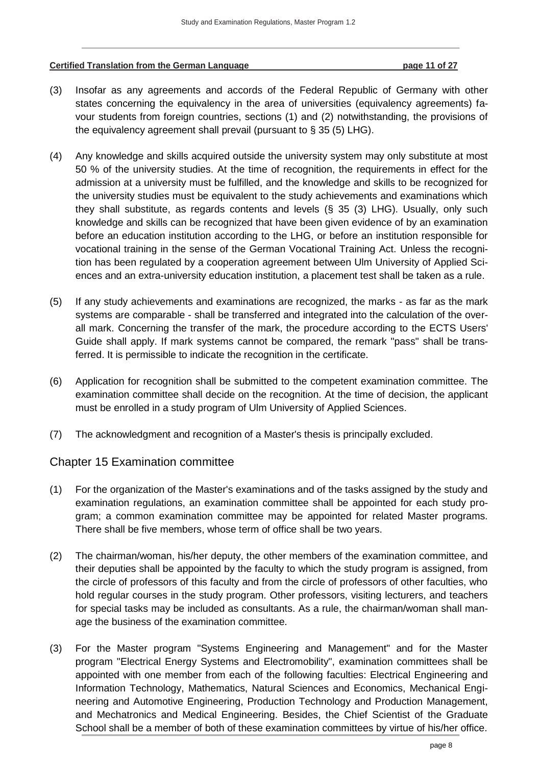(3) Insofar as any agreements and accords of the Federal Republic of Germany with other states concerning the equivalency in the area of universities (equivalency agreements) favour students from foreign countries, sections (1) and (2) notwithstanding, the provisions of the equivalency agreement shall prevail (pursuant to § 35 (5) LHG).

(4) Any knowledge and skills acquired outside the university system may only substitute at most 50 % of the university studies. At the time of recognition, the requirements in effect for the admission at a university must be fulfilled, and the knowledge and skills to be recognized for the university studies must be equivalent to the study achievements and examinations which they shall substitute, as regards contents and levels (§ 35 (3) LHG). Usually, only such knowledge and skills can be recognized that have been given evidence of by an examination before an education institution according to the LHG, or before an institution responsible for vocational training in the sense of the German Vocational Training Act. Unless the recognition has been regulated by a cooperation agreement between Ulm University of Applied Sciences and an extra-university education institution, a placement test shall be taken as a rule.

(5) If any study achievements and examinations are recognized, the marks - as far as the mark systems are comparable - shall be transferred and integrated into the calculation of the overall mark. Concerning the transfer of the mark, the procedure according to the ECTS Users' Guide shall apply. If mark systems cannot be compared, the remark "pass" shall be transferred. It is permissible to indicate the recognition in the certificate.

(6) Application for recognition shall be submitted to the competent examination committee. The examination committee shall decide on the recognition. At the time of decision, the applicant must be enrolled in a study program of Ulm University of Applied Sciences.

(7) The acknowledgment and recognition of a Master's thesis is principally excluded.

## Chapter 15 Examination committee

(1) For the organization of the Master's examinations and of the tasks assigned by the study and examination regulations, an examination committee shall be appointed for each study program; a common examination committee may be appointed for related Master programs. There shall be five members, whose term of office shall be two years.

(2) The chairman/woman, his/her deputy, the other members of the examination committee, and their deputies shall be appointed by the faculty to which the study program is assigned, from the circle of professors of this faculty and from the circle of professors of other faculties, who hold regular courses in the study program. Other professors, visiting lecturers, and teachers for special tasks may be included as consultants. As a rule, the chairman/woman shall manage the business of the examination committee.

(3) For the Master program "Systems Engineering and Management" and for the Master program "Electrical Energy Systems and Electromobility", examination committees shall be appointed with one member from each of the following faculties: Electrical Engineering and Information Technology, Mathematics, Natural Sciences and Economics, Mechanical Engineering and Automotive Engineering, Production Technology and Production Management, and Mechatronics and Medical Engineering. Besides, the Chief Scientist of the Graduate School shall be a member of both of these examination committees by virtue of his/her office.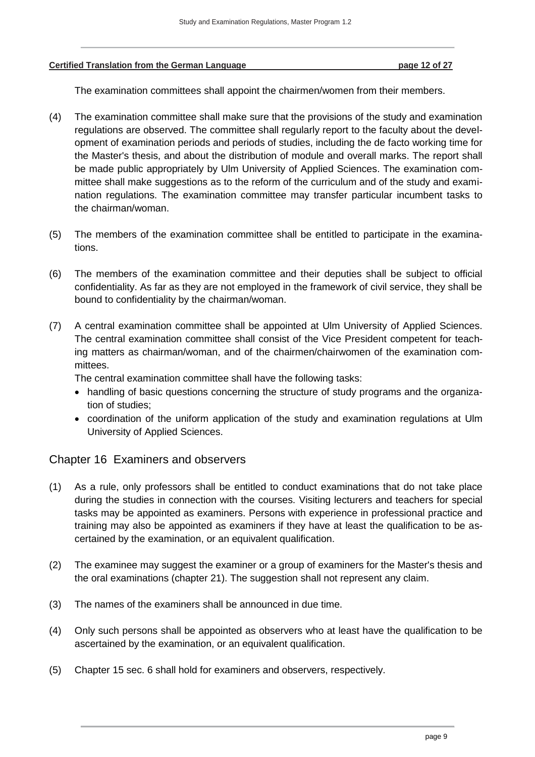The examination committees shall appoint the chairmen/women from their members.

(4) The examination committee shall make sure that the provisions of the study and examination regulations are observed. The committee shall regularly report to the faculty about the development of examination periods and periods of studies, including the de facto working time for the Master's thesis, and about the distribution of module and overall marks. The report shall be made public appropriately by Ulm University of Applied Sciences. The examination committee shall make suggestions as to the reform of the curriculum and of the study and examination regulations. The examination committee may transfer particular incumbent tasks to the chairman/woman.

(5) The members of the examination committee shall be entitled to participate in the examinations.

(6) The members of the examination committee and their deputies shall be subject to official confidentiality. As far as they are not employed in the framework of civil service, they shall be bound to confidentiality by the chairman/woman.

(7) A central examination committee shall be appointed at Ulm University of Applied Sciences. The central examination committee shall consist of the Vice President competent for teaching matters as chairman/woman, and of the chairmen/chairwomen of the examination committees.

The central examination committee shall have the following tasks:

- handling of basic questions concerning the structure of study programs and the organization of studies;
- coordination of the uniform application of the study and examination regulations at Ulm University of Applied Sciences.

## Chapter 16 Examiners and observers

(1) As a rule, only professors shall be entitled to conduct examinations that do not take place during the studies in connection with the courses. Visiting lecturers and teachers for special tasks may be appointed as examiners. Persons with experience in professional practice and training may also be appointed as examiners if they have at least the qualification to be ascertained by the examination, or an equivalent qualification.

(2) The examinee may suggest the examiner or a group of examiners for the Master's thesis and the oral examinations (chapter 21). The suggestion shall not represent any claim.

(3) The names of the examiners shall be announced in due time.

(4) Only such persons shall be appointed as observers who at least have the qualification to be ascertained by the examination, or an equivalent qualification.

(5) Chapter 15 sec. 6 shall hold for examiners and observers, respectively.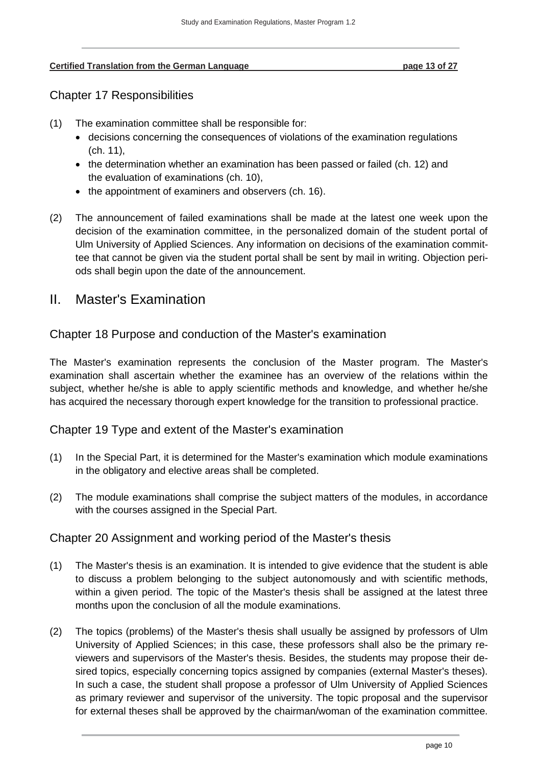## Chapter 17 Responsibilities

(1) The examination committee shall be responsible for:
- decisions concerning the consequences of violations of the examination regulations (ch. 11),
- the determination whether an examination has been passed or failed (ch. 12) and the evaluation of examinations (ch. 10),
- the appointment of examiners and observers (ch. 16).

(2) The announcement of failed examinations shall be made at the latest one week upon the decision of the examination committee, in the personalized domain of the student portal of Ulm University of Applied Sciences. Any information on decisions of the examination committee that cannot be given via the student portal shall be sent by mail in writing. Objection periods shall begin upon the date of the announcement.

# II. Master's Examination

## Chapter 18 Purpose and conduction of the Master's examination

The Master's examination represents the conclusion of the Master program. The Master's examination shall ascertain whether the examinee has an overview of the relations within the subject, whether he/she is able to apply scientific methods and knowledge, and whether he/she has acquired the necessary thorough expert knowledge for the transition to professional practice.

## Chapter 19 Type and extent of the Master's examination

(1) In the Special Part, it is determined for the Master's examination which module examinations in the obligatory and elective areas shall be completed.

(2) The module examinations shall comprise the subject matters of the modules, in accordance with the courses assigned in the Special Part.

## Chapter 20 Assignment and working period of the Master's thesis

(1) The Master's thesis is an examination. It is intended to give evidence that the student is able to discuss a problem belonging to the subject autonomously and with scientific methods, within a given period. The topic of the Master's thesis shall be assigned at the latest three months upon the conclusion of all the module examinations.

(2) The topics (problems) of the Master's thesis shall usually be assigned by professors of Ulm University of Applied Sciences; in this case, these professors shall also be the primary reviewers and supervisors of the Master's thesis. Besides, the students may propose their desired topics, especially concerning topics assigned by companies (external Master's theses). In such a case, the student shall propose a professor of Ulm University of Applied Sciences as primary reviewer and supervisor of the university. The topic proposal and the supervisor for external theses shall be approved by the chairman/woman of the examination committee.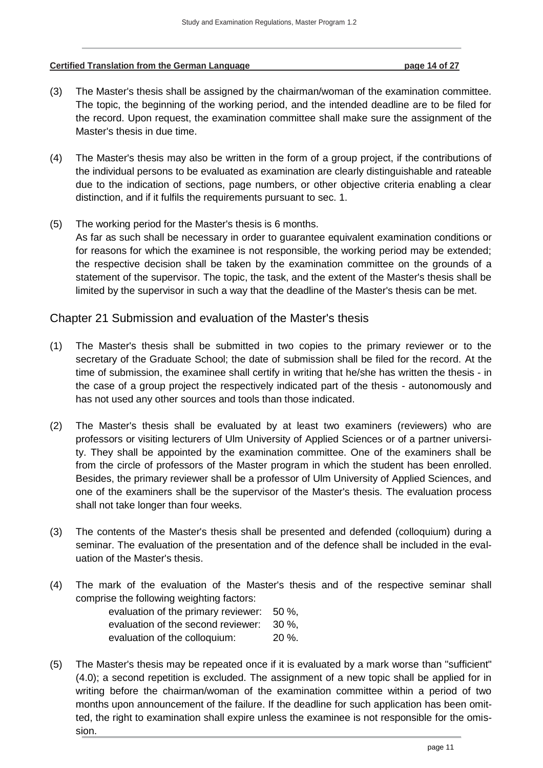(3) The Master's thesis shall be assigned by the chairman/woman of the examination committee. The topic, the beginning of the working period, and the intended deadline are to be filed for the record. Upon request, the examination committee shall make sure the assignment of the Master's thesis in due time.

(4) The Master's thesis may also be written in the form of a group project, if the contributions of the individual persons to be evaluated as examination are clearly distinguishable and rateable due to the indication of sections, page numbers, or other objective criteria enabling a clear distinction, and if it fulfils the requirements pursuant to sec. 1.

(5) The working period for the Master's thesis is 6 months.
As far as such shall be necessary in order to guarantee equivalent examination conditions or for reasons for which the examinee is not responsible, the working period may be extended; the respective decision shall be taken by the examination committee on the grounds of a statement of the supervisor. The topic, the task, and the extent of the Master's thesis shall be limited by the supervisor in such a way that the deadline of the Master's thesis can be met.

## Chapter 21 Submission and evaluation of the Master's thesis

(1) The Master's thesis shall be submitted in two copies to the primary reviewer or to the secretary of the Graduate School; the date of submission shall be filed for the record. At the time of submission, the examinee shall certify in writing that he/she has written the thesis - in the case of a group project the respectively indicated part of the thesis - autonomously and has not used any other sources and tools than those indicated.

(2) The Master's thesis shall be evaluated by at least two examiners (reviewers) who are professors or visiting lecturers of Ulm University of Applied Sciences or of a partner university. They shall be appointed by the examination committee. One of the examiners shall be from the circle of professors of the Master program in which the student has been enrolled. Besides, the primary reviewer shall be a professor of Ulm University of Applied Sciences, and one of the examiners shall be the supervisor of the Master's thesis. The evaluation process shall not take longer than four weeks.

(3) The contents of the Master's thesis shall be presented and defended (colloquium) during a seminar. The evaluation of the presentation and of the defence shall be included in the evaluation of the Master's thesis.

(4) The mark of the evaluation of the Master's thesis and of the respective seminar shall comprise the following weighting factors:

    evaluation of the primary reviewer: 50 %,
    evaluation of the second reviewer: 30 %,
    evaluation of the colloquium: 20 %.

(5) The Master's thesis may be repeated once if it is evaluated by a mark worse than "sufficient" (4.0); a second repetition is excluded. The assignment of a new topic shall be applied for in writing before the chairman/woman of the examination committee within a period of two months upon announcement of the failure. If the deadline for such application has been omitted, the right to examination shall expire unless the examinee is not responsible for the omission.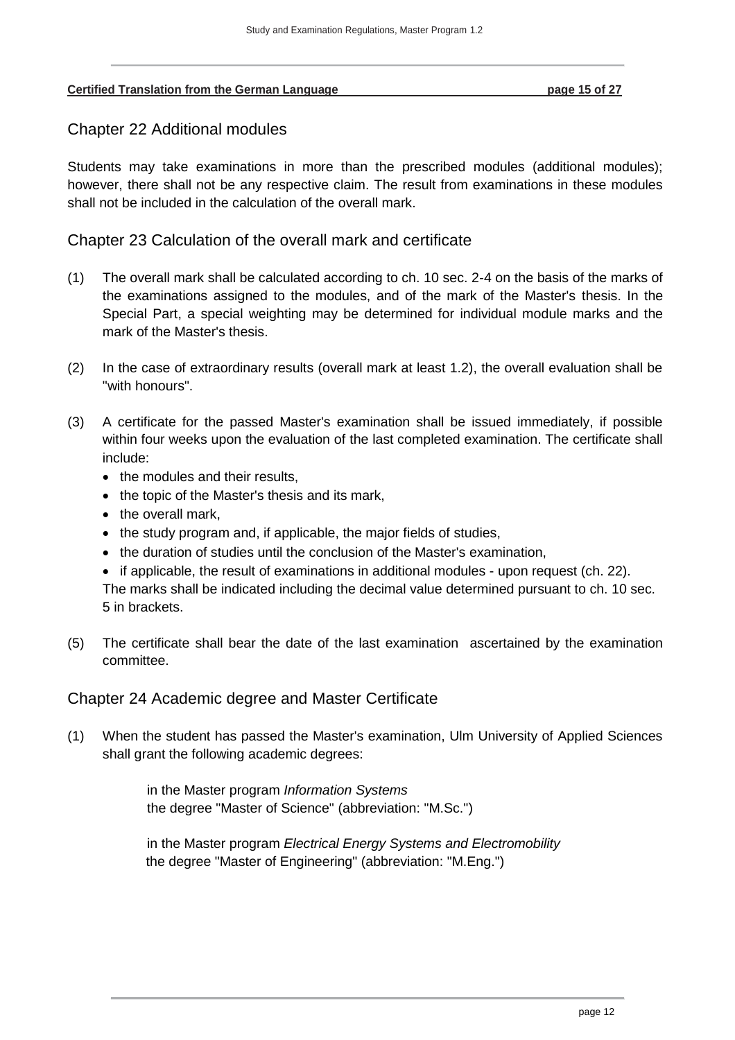## Chapter 22 Additional modules

Students may take examinations in more than the prescribed modules (additional modules); however, there shall not be any respective claim. The result from examinations in these modules shall not be included in the calculation of the overall mark.

## Chapter 23 Calculation of the overall mark and certificate

(1) The overall mark shall be calculated according to ch. 10 sec. 2-4 on the basis of the marks of the examinations assigned to the modules, and of the mark of the Master's thesis. In the Special Part, a special weighting may be determined for individual module marks and the mark of the Master's thesis.

(2) In the case of extraordinary results (overall mark at least 1.2), the overall evaluation shall be "with honours".

(3) A certificate for the passed Master's examination shall be issued immediately, if possible within four weeks upon the evaluation of the last completed examination. The certificate shall include:

- the modules and their results,
- the topic of the Master's thesis and its mark,
- the overall mark,
- the study program and, if applicable, the major fields of studies,
- the duration of studies until the conclusion of the Master's examination,
- if applicable, the result of examinations in additional modules - upon request (ch. 22).

The marks shall be indicated including the decimal value determined pursuant to ch. 10 sec. 5 in brackets.

(5) The certificate shall bear the date of the last examination ascertained by the examination committee.

## Chapter 24 Academic degree and Master Certificate

(1) When the student has passed the Master's examination, Ulm University of Applied Sciences shall grant the following academic degrees:

in the Master program *Information Systems*
the degree "Master of Science" (abbreviation: "M.Sc.")

in the Master program *Electrical Energy Systems and Electromobility*
the degree "Master of Engineering" (abbreviation: "M.Eng.")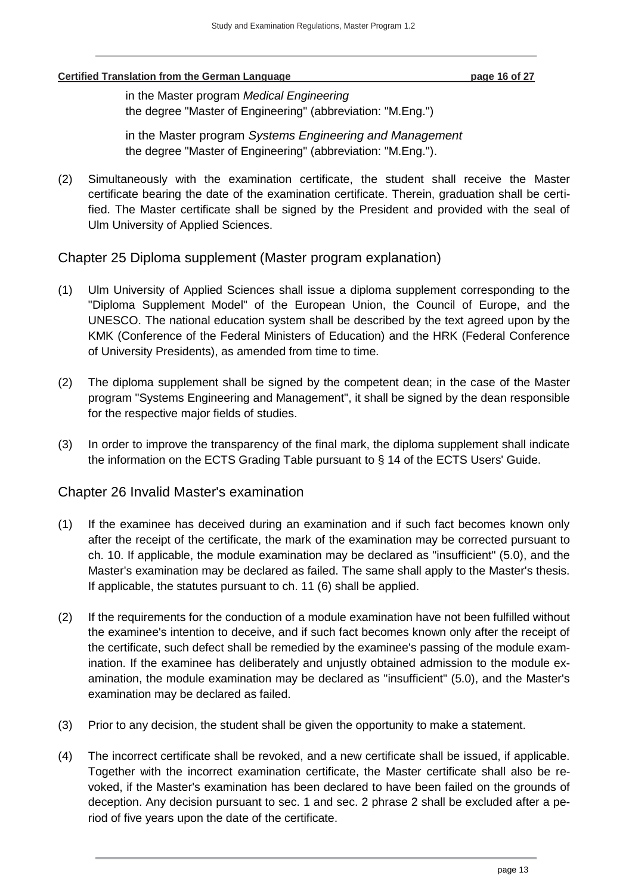in the Master program *Medical Engineering*
the degree "Master of Engineering" (abbreviation: "M.Eng.")

in the Master program *Systems Engineering and Management*
the degree "Master of Engineering" (abbreviation: "M.Eng.").

(2) Simultaneously with the examination certificate, the student shall receive the Master certificate bearing the date of the examination certificate. Therein, graduation shall be certified. The Master certificate shall be signed by the President and provided with the seal of Ulm University of Applied Sciences.

## Chapter 25 Diploma supplement (Master program explanation)

(1) Ulm University of Applied Sciences shall issue a diploma supplement corresponding to the "Diploma Supplement Model" of the European Union, the Council of Europe, and the UNESCO. The national education system shall be described by the text agreed upon by the KMK (Conference of the Federal Ministers of Education) and the HRK (Federal Conference of University Presidents), as amended from time to time.

(2) The diploma supplement shall be signed by the competent dean; in the case of the Master program "Systems Engineering and Management", it shall be signed by the dean responsible for the respective major fields of studies.

(3) In order to improve the transparency of the final mark, the diploma supplement shall indicate the information on the ECTS Grading Table pursuant to § 14 of the ECTS Users' Guide.

## Chapter 26 Invalid Master's examination

(1) If the examinee has deceived during an examination and if such fact becomes known only after the receipt of the certificate, the mark of the examination may be corrected pursuant to ch. 10. If applicable, the module examination may be declared as "insufficient" (5.0), and the Master's examination may be declared as failed. The same shall apply to the Master's thesis. If applicable, the statutes pursuant to ch. 11 (6) shall be applied.

(2) If the requirements for the conduction of a module examination have not been fulfilled without the examinee's intention to deceive, and if such fact becomes known only after the receipt of the certificate, such defect shall be remedied by the examinee's passing of the module examination. If the examinee has deliberately and unjustly obtained admission to the module examination, the module examination may be declared as "insufficient" (5.0), and the Master's examination may be declared as failed.

(3) Prior to any decision, the student shall be given the opportunity to make a statement.

(4) The incorrect certificate shall be revoked, and a new certificate shall be issued, if applicable. Together with the incorrect examination certificate, the Master certificate shall also be revoked, if the Master's examination has been declared to have been failed on the grounds of deception. Any decision pursuant to sec. 1 and sec. 2 phrase 2 shall be excluded after a period of five years upon the date of the certificate.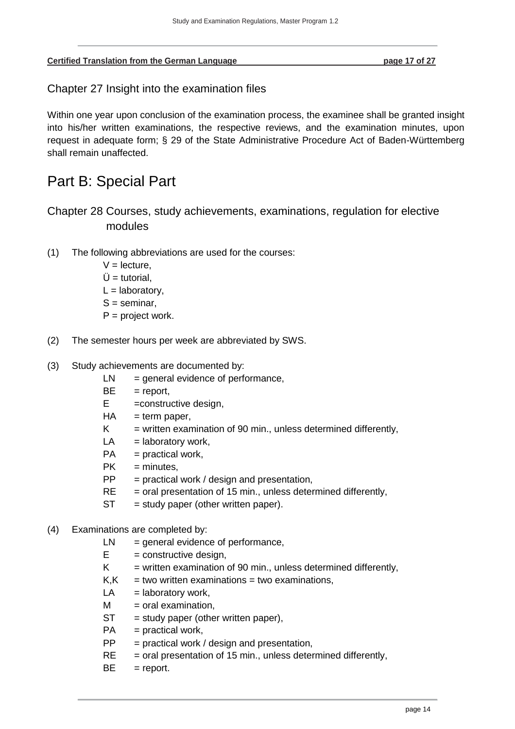## Chapter 27 Insight into the examination files

Within one year upon conclusion of the examination process, the examinee shall be granted insight into his/her written examinations, the respective reviews, and the examination minutes, upon request in adequate form; § 29 of the State Administrative Procedure Act of Baden-Württemberg shall remain unaffected.

# Part B: Special Part

## Chapter 28 Courses, study achievements, examinations, regulation for elective modules

(1) The following abbreviations are used for the courses:

- V = lecture,
- Ü = tutorial,
- L = laboratory,
- S = seminar,
- P = project work.

(2) The semester hours per week are abbreviated by SWS.

(3) Study achievements are documented by:

- LN = general evidence of performance,
- BE = report,
- E =constructive design,
- HA = term paper,
- K = written examination of 90 min., unless determined differently,
- LA = laboratory work,
- PA = practical work,
- PK = minutes,
- PP = practical work / design and presentation,
- RE = oral presentation of 15 min., unless determined differently,
- ST = study paper (other written paper).

(4) Examinations are completed by:

- LN = general evidence of performance,
- E = constructive design,
- K = written examination of 90 min., unless determined differently,
- K,K = two written examinations = two examinations,
- LA = laboratory work,
- M = oral examination,
- ST = study paper (other written paper),
- PA = practical work,
- PP = practical work / design and presentation,
- RE = oral presentation of 15 min., unless determined differently,
- BE = report.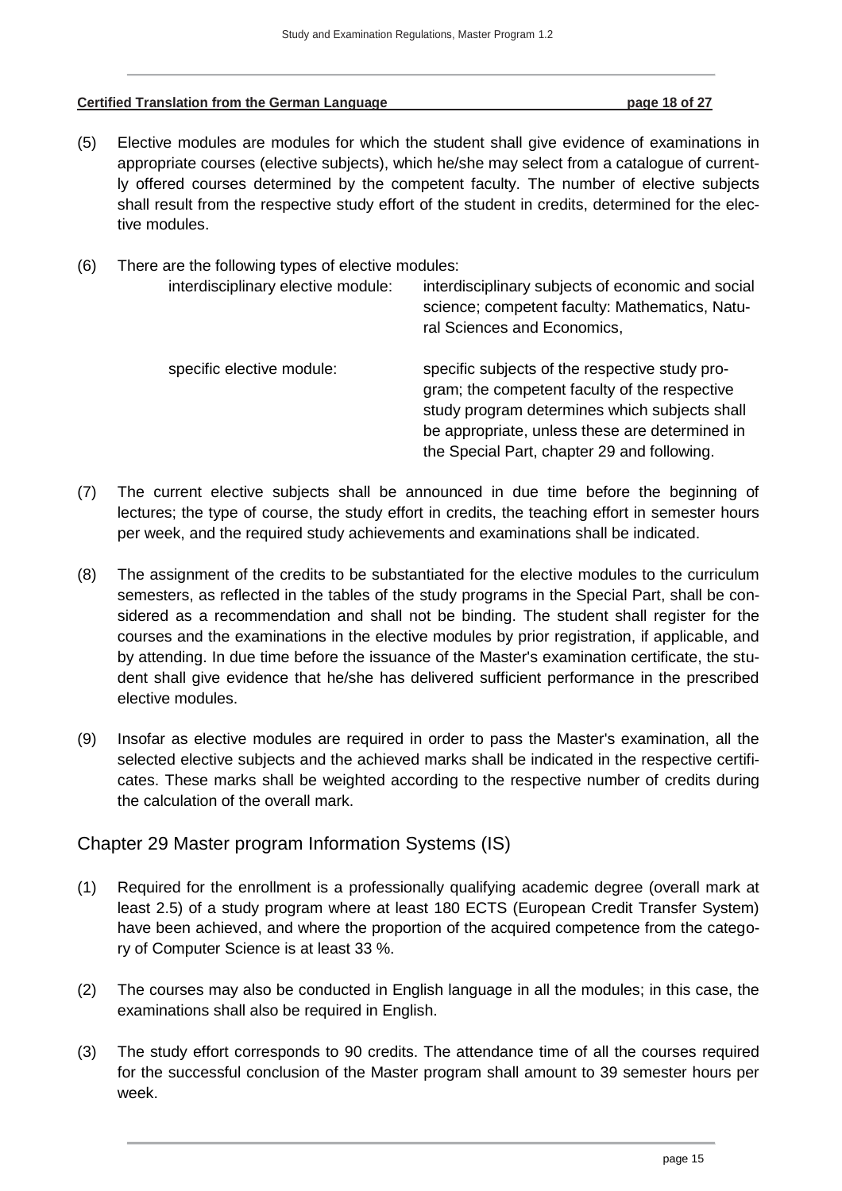(5) Elective modules are modules for which the student shall give evidence of examinations in appropriate courses (elective subjects), which he/she may select from a catalogue of currently offered courses determined by the competent faculty. The number of elective subjects shall result from the respective study effort of the student in credits, determined for the elective modules.

(6) There are the following types of elective modules:

| | |
|---|---|
| interdisciplinary elective module: | interdisciplinary subjects of economic and social science; competent faculty: Mathematics, Natural Sciences and Economics, |
| specific elective module: | specific subjects of the respective study program; the competent faculty of the respective study program determines which subjects shall be appropriate, unless these are determined in the Special Part, chapter 29 and following. |

(7) The current elective subjects shall be announced in due time before the beginning of lectures; the type of course, the study effort in credits, the teaching effort in semester hours per week, and the required study achievements and examinations shall be indicated.

(8) The assignment of the credits to be substantiated for the elective modules to the curriculum semesters, as reflected in the tables of the study programs in the Special Part, shall be considered as a recommendation and shall not be binding. The student shall register for the courses and the examinations in the elective modules by prior registration, if applicable, and by attending. In due time before the issuance of the Master's examination certificate, the student shall give evidence that he/she has delivered sufficient performance in the prescribed elective modules.

(9) Insofar as elective modules are required in order to pass the Master's examination, all the selected elective subjects and the achieved marks shall be indicated in the respective certificates. These marks shall be weighted according to the respective number of credits during the calculation of the overall mark.

## Chapter 29 Master program Information Systems (IS)

(1) Required for the enrollment is a professionally qualifying academic degree (overall mark at least 2.5) of a study program where at least 180 ECTS (European Credit Transfer System) have been achieved, and where the proportion of the acquired competence from the category of Computer Science is at least 33 %.

(2) The courses may also be conducted in English language in all the modules; in this case, the examinations shall also be required in English.

(3) The study effort corresponds to 90 credits. The attendance time of all the courses required for the successful conclusion of the Master program shall amount to 39 semester hours per week.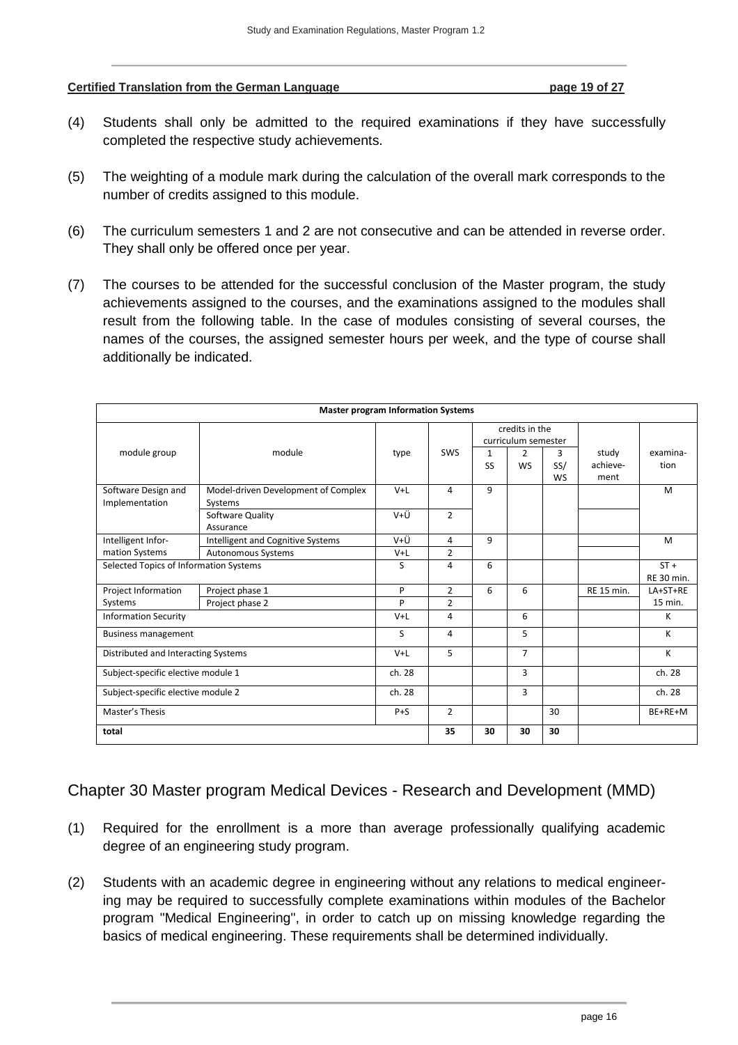(4) Students shall only be admitted to the required examinations if they have successfully completed the respective study achievements.

(5) The weighting of a module mark during the calculation of the overall mark corresponds to the number of credits assigned to this module.

(6) The curriculum semesters 1 and 2 are not consecutive and can be attended in reverse order. They shall only be offered once per year.

(7) The courses to be attended for the successful conclusion of the Master program, the study achievements assigned to the courses, and the examinations assigned to the modules shall result from the following table. In the case of modules consisting of several courses, the names of the courses, the assigned semester hours per week, and the type of course shall additionally be indicated.

| **Master program Information Systems** | | | | | | | | |
|---|---|---|---|---|---|---|---|---|
| module group | module | type | SWS | credits in the curriculum semester | | | study achieve-ment | examina-tion |
| | | | | 1 SS | 2 WS | 3 SS/ WS | | |
| Software Design and Implementation | Model-driven Development of Complex Systems | V+L | 4 | 9 | | | | M |
| | Software Quality Assurance | V+Ü | 2 | | | | | |
| Intelligent Infor-mation Systems | Intelligent and Cognitive Systems | V+Ü | 4 | 9 | | | | M |
| | Autonomous Systems | V+L | 2 | | | | | |
| Selected Topics of Information Systems | | S | 4 | 6 | | | | ST + RE 30 min. |
| Project Information Systems | Project phase 1 | P | 2 | 6 | 6 | | RE 15 min. | LA+ST+RE 15 min. |
| | Project phase 2 | P | 2 | | | | | |
| Information Security | | V+L | 4 | | 6 | | | K |
| Business management | | S | 4 | | 5 | | | K |
| Distributed and Interacting Systems | | V+L | 5 | | 7 | | | K |
| Subject-specific elective module 1 | | ch. 28 | | | 3 | | | ch. 28 |
| Subject-specific elective module 2 | | ch. 28 | | | 3 | | | ch. 28 |
| Master's Thesis | | P+S | 2 | | | 30 | | BE+RE+M |
| **total** | | | **35** | **30** | **30** | **30** | | |

## Chapter 30 Master program Medical Devices - Research and Development (MMD)

(1) Required for the enrollment is a more than average professionally qualifying academic degree of an engineering study program.

(2) Students with an academic degree in engineering without any relations to medical engineering may be required to successfully complete examinations within modules of the Bachelor program "Medical Engineering", in order to catch up on missing knowledge regarding the basics of medical engineering. These requirements shall be determined individually.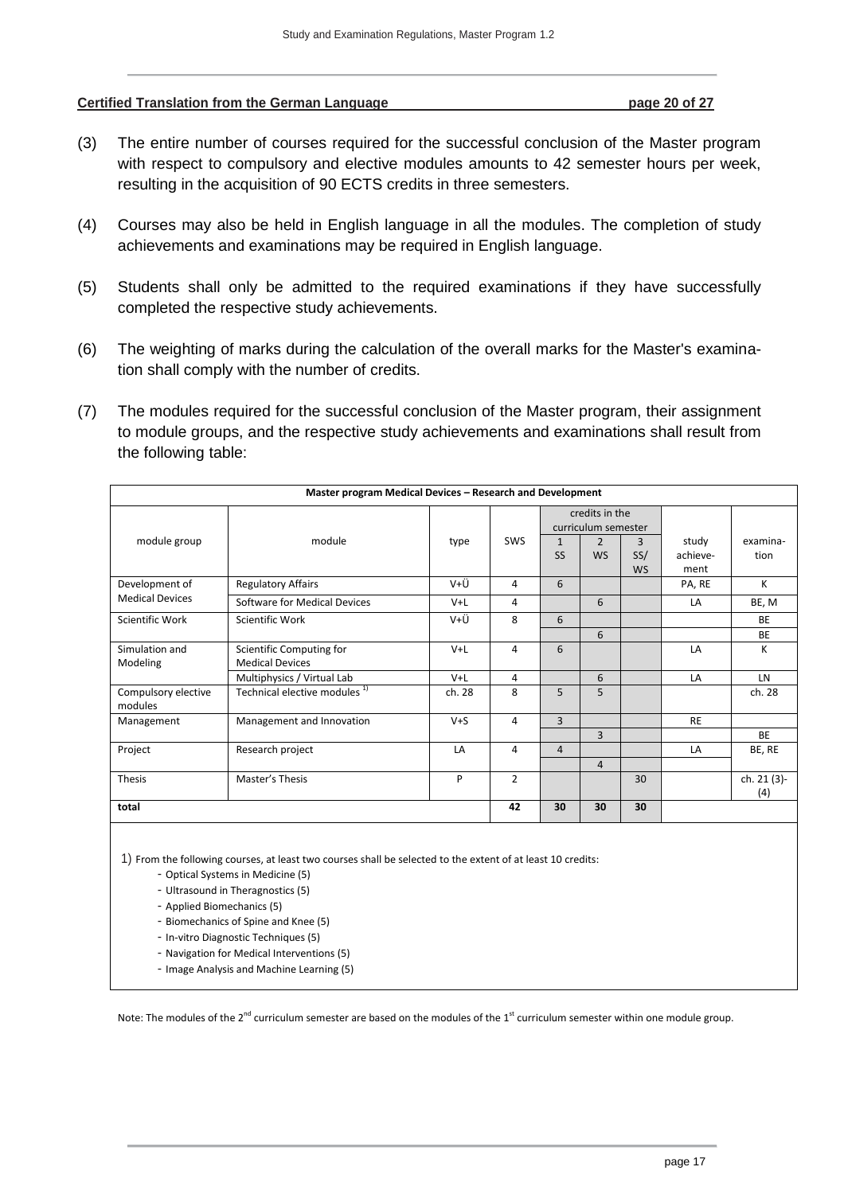**Certified Translation from the German Language**

(3) The entire number of courses required for the successful conclusion of the Master program with respect to compulsory and elective modules amounts to 42 semester hours per week, resulting in the acquisition of 90 ECTS credits in three semesters.

(4) Courses may also be held in English language in all the modules. The completion of study achievements and examinations may be required in English language.

(5) Students shall only be admitted to the required examinations if they have successfully completed the respective study achievements.

(6) The weighting of marks during the calculation of the overall marks for the Master's examination shall comply with the number of credits.

(7) The modules required for the successful conclusion of the Master program, their assignment to module groups, and the respective study achievements and examinations shall result from the following table:

| **Master program Medical Devices – Research and Development** | | | | | | | | |
|---|---|---|---|---|---|---|---|---|
| module group | module | type | SWS | credits in the curriculum semester | | | study achievement | examination |
| | | | | 1 SS | 2 WS | 3 SS/WS | | |
| Development of Medical Devices | Regulatory Affairs | V+Ü | 4 | 6 | | | PA, RE | K |
| | Software for Medical Devices | V+L | 4 | | 6 | | LA | BE, M |
| Scientific Work | Scientific Work | V+Ü | 8 | 6 | | | | BE |
| | | | | | 6 | | | BE |
| Simulation and Modeling | Scientific Computing for Medical Devices | V+L | 4 | 6 | | | LA | K |
| | Multiphysics / Virtual Lab | V+L | 4 | | 6 | | LA | LN |
| Compulsory elective modules | Technical elective modules [1] | ch. 28 | 8 | 5 | 5 | | | ch. 28 |
| Management | Management and Innovation | V+S | 4 | 3 | | | RE | |
| | | | | | 3 | | | BE |
| Project | Research project | LA | 4 | 4 | | | LA | BE, RE |
| | | | | | 4 | | | |
| Thesis | Master's Thesis | P | 2 | | | 30 | | ch. 21 (3)-(4) |
| **total** | | | **42** | **30** | **30** | **30** | | |

1) From the following courses, at least two courses shall be selected to the extent of at least 10 credits:

- Optical Systems in Medicine (5)
- Ultrasound in Theragnostics (5)
- Applied Biomechanics (5)
- Biomechanics of Spine and Knee (5)
- In-vitro Diagnostic Techniques (5)
- Navigation for Medical Interventions (5)
- Image Analysis and Machine Learning (5)

Note: The modules of the 2nd curriculum semester are based on the modules of the 1st curriculum semester within one module group.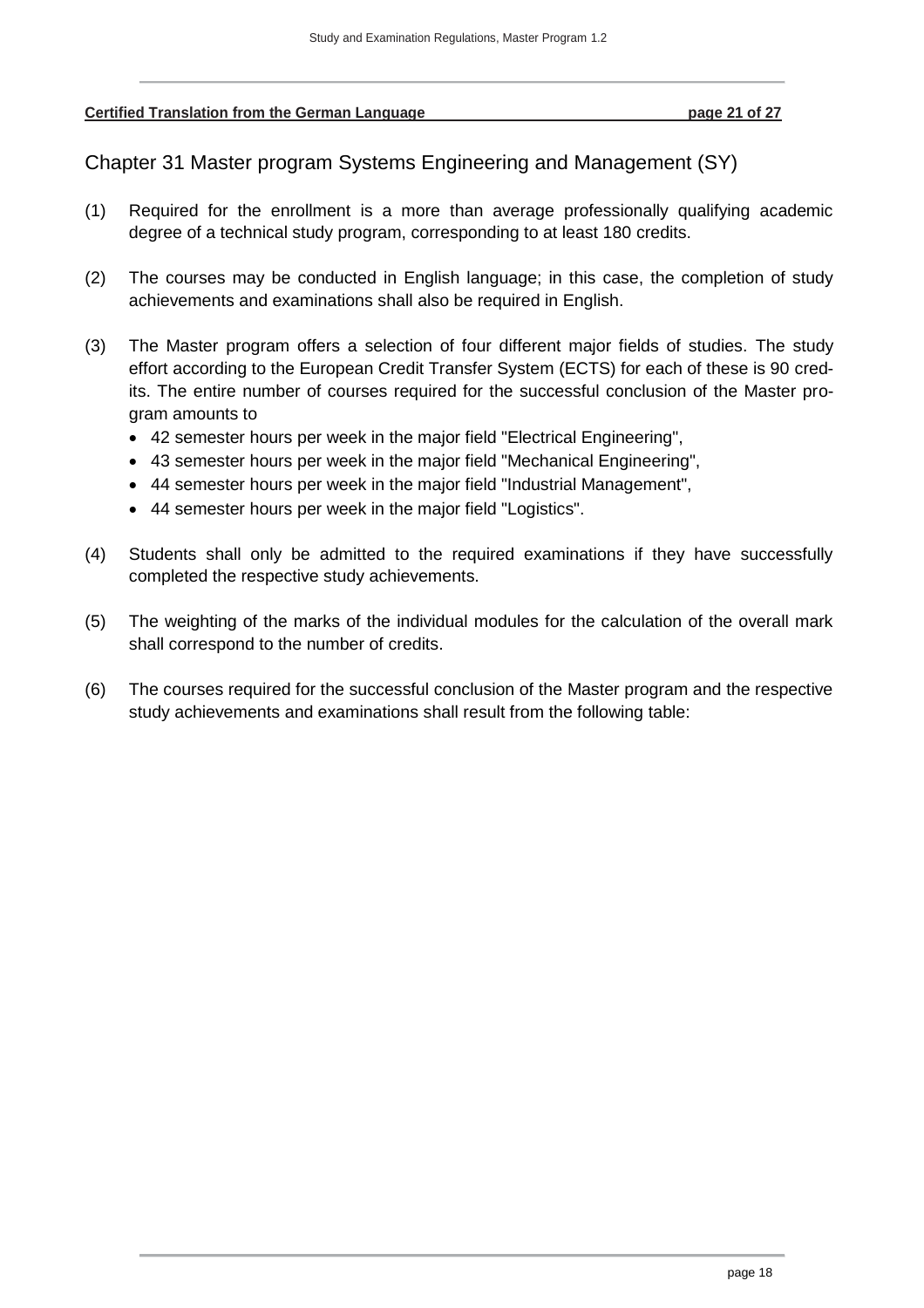## Chapter 31 Master program Systems Engineering and Management (SY)

(1) Required for the enrollment is a more than average professionally qualifying academic degree of a technical study program, corresponding to at least 180 credits.

(2) The courses may be conducted in English language; in this case, the completion of study achievements and examinations shall also be required in English.

(3) The Master program offers a selection of four different major fields of studies. The study effort according to the European Credit Transfer System (ECTS) for each of these is 90 credits. The entire number of courses required for the successful conclusion of the Master program amounts to

- 42 semester hours per week in the major field "Electrical Engineering",
- 43 semester hours per week in the major field "Mechanical Engineering",
- 44 semester hours per week in the major field "Industrial Management",
- 44 semester hours per week in the major field "Logistics".

(4) Students shall only be admitted to the required examinations if they have successfully completed the respective study achievements.

(5) The weighting of the marks of the individual modules for the calculation of the overall mark shall correspond to the number of credits.

(6) The courses required for the successful conclusion of the Master program and the respective study achievements and examinations shall result from the following table: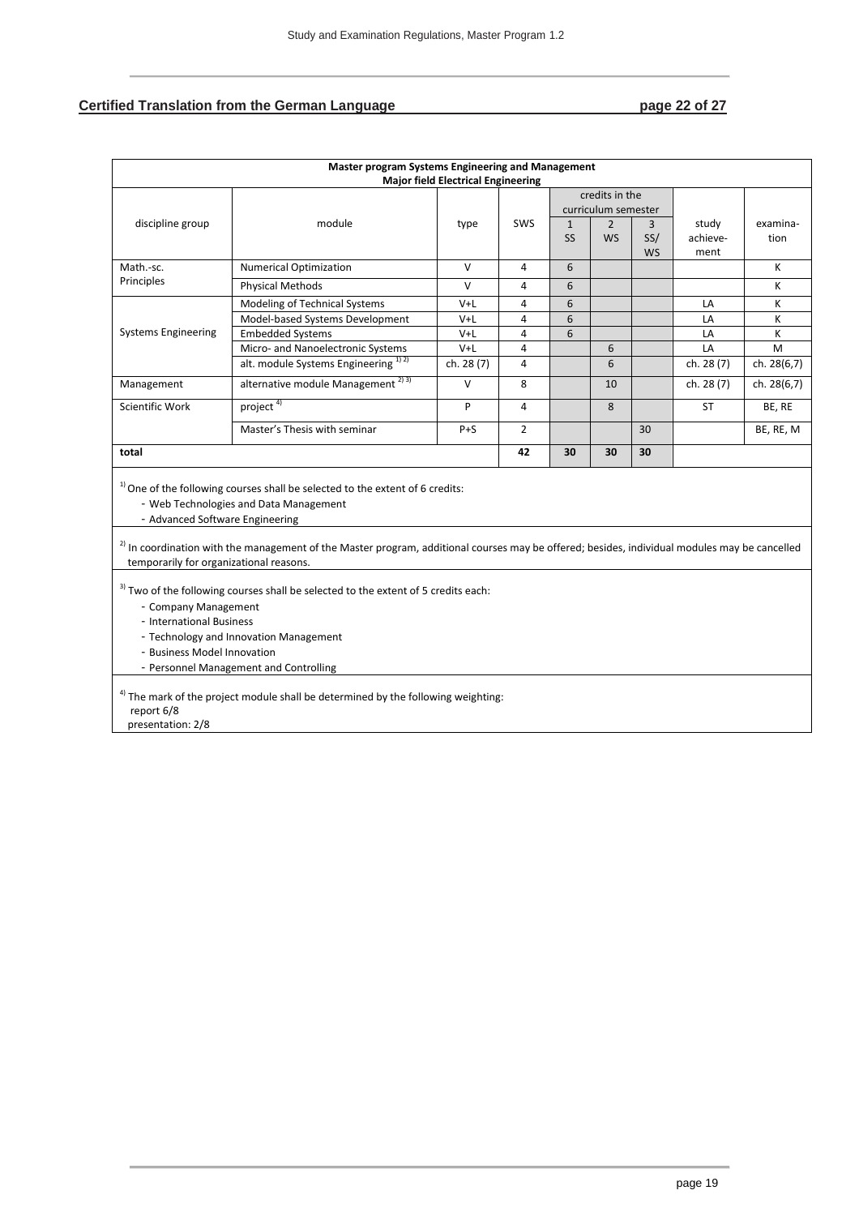**Certified Translation from the German Language** **page 22 of 27**

| Master program Systems Engineering and Management<br>Major field Electrical Engineering | | | | | | | | |
|---|---|---|---|---|---|---|---|---|
| discipline group | module | type | SWS | credits in the curriculum semester | | | study achieve-ment | examina-tion |
| | | | | 1<br>SS | 2<br>WS | 3<br>SS/<br>WS | | |
| Math.-sc. Principles | Numerical Optimization | V | 4 | 6 | | | | K |
| | Physical Methods | V | 4 | 6 | | | | K |
| Systems Engineering | Modeling of Technical Systems | V+L | 4 | 6 | | | LA | K |
| | Model-based Systems Development | V+L | 4 | 6 | | | LA | K |
| | Embedded Systems | V+L | 4 | 6 | | | LA | K |
| | Micro- and Nanoelectronic Systems | V+L | 4 | | 6 | | LA | M |
| | alt. module Systems Engineering [1) 2)] | ch. 28 (7) | 4 | | 6 | | ch. 28 (7) | ch. 28(6,7) |
| Management | alternative module Management [2) 3)] | V | 8 | | 10 | | ch. 28 (7) | ch. 28(6,7) |
| Scientific Work | project [4)] | P | 4 | | 8 | | ST | BE, RE |
| | Master's Thesis with seminar | P+S | 2 | | | 30 | | BE, RE, M |
| **total** | | | **42** | **30** | **30** | **30** | | |

[1)] One of the following courses shall be selected to the extent of 6 credits:
- Web Technologies and Data Management
- Advanced Software Engineering

[2)] In coordination with the management of the Master program, additional courses may be offered; besides, individual modules may be cancelled temporarily for organizational reasons.

[3)] Two of the following courses shall be selected to the extent of 5 credits each:
- Company Management
- International Business
- Technology and Innovation Management
- Business Model Innovation
- Personnel Management and Controlling

[4)] The mark of the project module shall be determined by the following weighting:
report 6/8
presentation: 2/8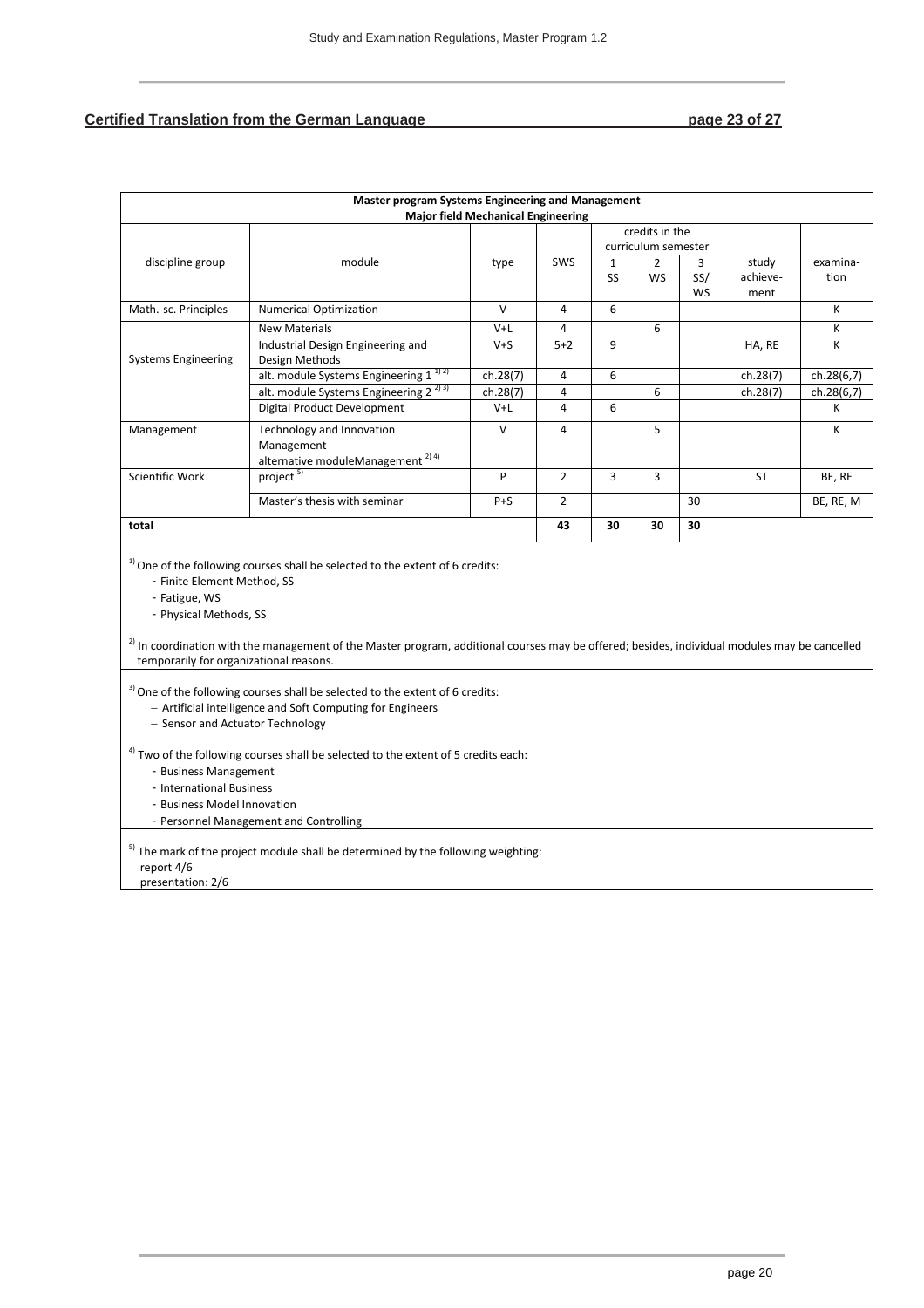**Certified Translation from the German Language**

| Master program Systems Engineering and Management<br>Major field Mechanical Engineering | | | | | | | | |
|---|---|---|---|---|---|---|---|---|
| discipline group | module | type | SWS | credits in the curriculum semester | | | study achieve-ment | examina-tion |
| | | | | 1 SS | 2 WS | 3 SS/ WS | | |
| Math.-sc. Principles | Numerical Optimization | V | 4 | 6 | | | | K |
| Systems Engineering | New Materials | V+L | 4 | | 6 | | | K |
| | Industrial Design Engineering and Design Methods | V+S | 5+2 | 9 | | | HA, RE | K |
| | alt. module Systems Engineering 1 [1) 2)] | ch.28(7) | 4 | 6 | | | ch.28(7) | ch.28(6,7) |
| | alt. module Systems Engineering 2 [2) 3)] | ch.28(7) | 4 | | 6 | | ch.28(7) | ch.28(6,7) |
| | Digital Product Development | V+L | 4 | 6 | | | | K |
| Management | Technology and Innovation Management | V | 4 | | 5 | | | K |
| | alternative moduleManagement [2) 4)] | | | | | | | |
| Scientific Work | project [5)] | P | 2 | 3 | 3 | | ST | BE, RE |
| | Master's thesis with seminar | P+S | 2 | | | 30 | | BE, RE, M |
| **total** | | | **43** | **30** | **30** | **30** | | |

[1)] One of the following courses shall be selected to the extent of 6 credits:
- Finite Element Method, SS
- Fatigue, WS
- Physical Methods, SS

[2)] In coordination with the management of the Master program, additional courses may be offered; besides, individual modules may be cancelled temporarily for organizational reasons.

[3)] One of the following courses shall be selected to the extent of 6 credits:
- Artificial intelligence and Soft Computing for Engineers
- Sensor and Actuator Technology

[4)] Two of the following courses shall be selected to the extent of 5 credits each:
- Business Management
- International Business
- Business Model Innovation
- Personnel Management and Controlling

[5)] The mark of the project module shall be determined by the following weighting:
report 4/6
presentation: 2/6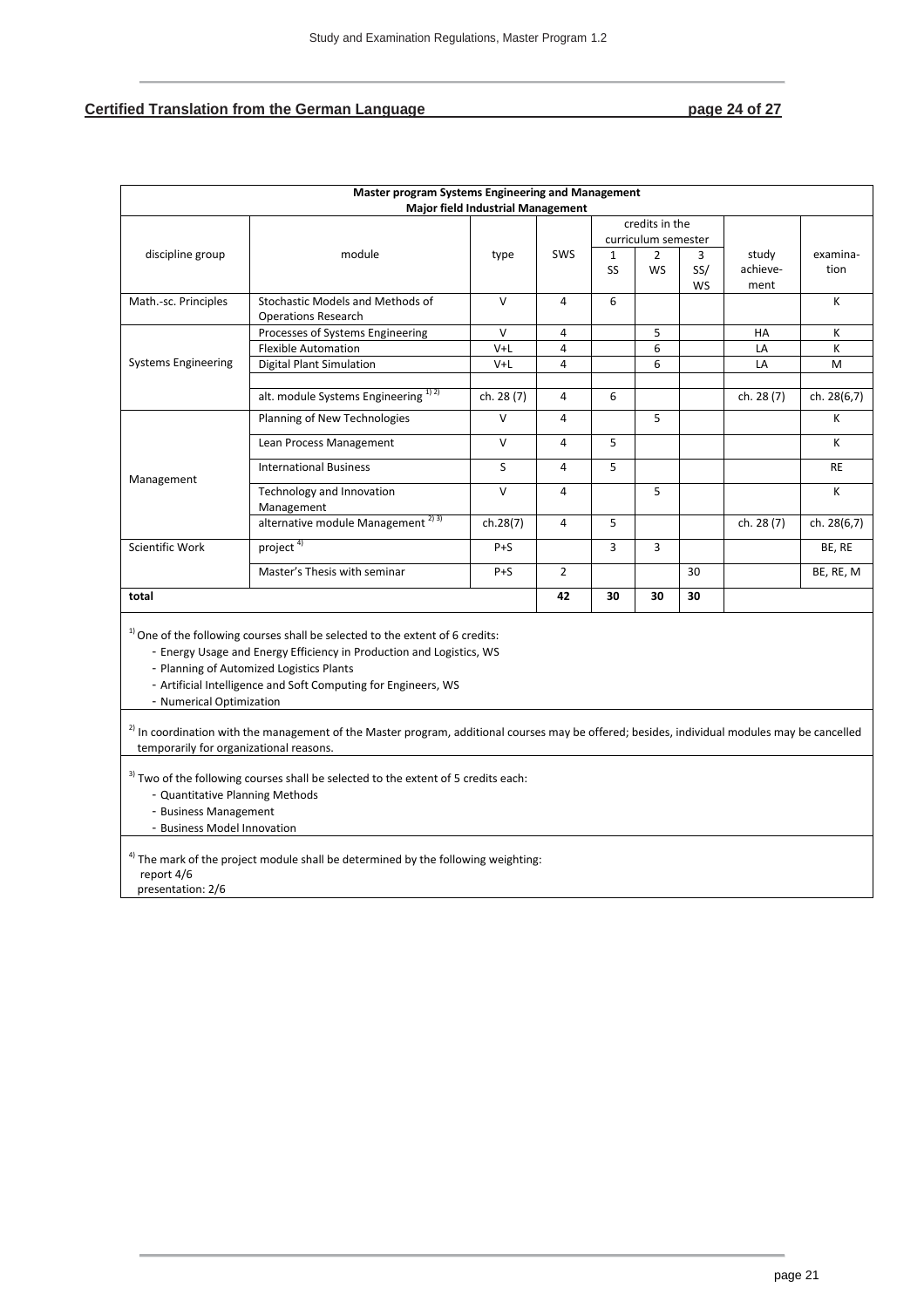**Certified Translation from the German Language**

| Master program Systems Engineering and Management<br>Major field Industrial Management | | | | | | | | |
|---|---|---|---|---|---|---|---|---|
| discipline group | module | type | SWS | credits in the curriculum semester | | | study achieve-ment | examina-tion |
| | | | | 1 SS | 2 WS | 3 SS/ WS | | |
| Math.-sc. Principles | Stochastic Models and Methods of Operations Research | V | 4 | 6 | | | | K |
| Systems Engineering | Processes of Systems Engineering | V | 4 | | 5 | | HA | K |
| | Flexible Automation | V+L | 4 | | 6 | | LA | K |
| | Digital Plant Simulation | V+L | 4 | | 6 | | LA | M |
| | | | | | | | | |
| | alt. module Systems Engineering [1) 2)] | ch. 28 (7) | 4 | 6 | | | ch. 28 (7) | ch. 28(6,7) |
| Management | Planning of New Technologies | V | 4 | | 5 | | | K |
| | Lean Process Management | V | 4 | 5 | | | | K |
| | International Business | S | 4 | 5 | | | | RE |
| | Technology and Innovation Management | V | 4 | | 5 | | | K |
| | alternative module Management [2) 3)] | ch.28(7) | 4 | 5 | | | ch. 28 (7) | ch. 28(6,7) |
| Scientific Work | project [4)] | P+S | | 3 | 3 | | | BE, RE |
| | Master's Thesis with seminar | P+S | 2 | | | 30 | | BE, RE, M |
| **total** | | | **42** | **30** | **30** | **30** | | |

[1)] One of the following courses shall be selected to the extent of 6 credits:
- Energy Usage and Energy Efficiency in Production and Logistics, WS
- Planning of Automized Logistics Plants
- Artificial Intelligence and Soft Computing for Engineers, WS
- Numerical Optimization

[2)] In coordination with the management of the Master program, additional courses may be offered; besides, individual modules may be cancelled temporarily for organizational reasons.

[3)] Two of the following courses shall be selected to the extent of 5 credits each:
- Quantitative Planning Methods
- Business Management
- Business Model Innovation

[4)] The mark of the project module shall be determined by the following weighting:
report 4/6
presentation: 2/6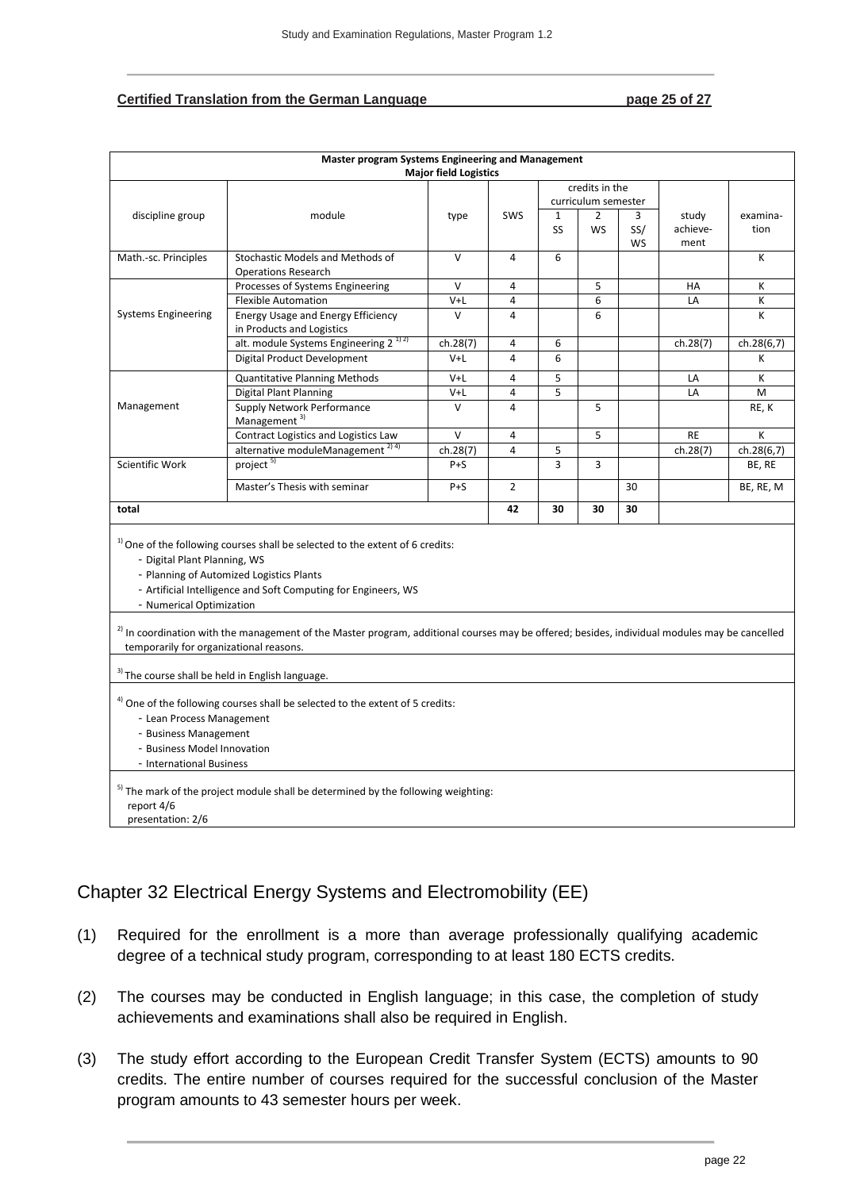**Certified Translation from the German Language** **page 25 of 27**

| Master program Systems Engineering and Management<br>Major field Logistics | | | | | | | | |
|---|---|---|---|---|---|---|---|---|
| discipline group | module | type | SWS | credits in the curriculum semester | | | study achieve-ment | examina-tion |
| | | | | 1<br>SS | 2<br>WS | 3<br>SS/<br>WS | | |
| Math.-sc. Principles | Stochastic Models and Methods of Operations Research | V | 4 | 6 | | | | K |
| Systems Engineering | Processes of Systems Engineering | V | 4 | | 5 | | HA | K |
| | Flexible Automation | V+L | 4 | | 6 | | LA | K |
| | Energy Usage and Energy Efficiency in Products and Logistics | V | 4 | | 6 | | | K |
| | alt. module Systems Engineering 2 [1) 2)] | ch.28(7) | 4 | 6 | | | ch.28(7) | ch.28(6,7) |
| | Digital Product Development | V+L | 4 | 6 | | | | K |
| Management | Quantitative Planning Methods | V+L | 4 | 5 | | | LA | K |
| | Digital Plant Planning | V+L | 4 | 5 | | | LA | M |
| | Supply Network Performance Management [3)] | V | 4 | | 5 | | | RE, K |
| | Contract Logistics and Logistics Law | V | 4 | | 5 | | RE | K |
| | alternative moduleManagement [2) 4)] | ch.28(7) | 4 | 5 | | | ch.28(7) | ch.28(6,7) |
| Scientific Work | project [5)] | P+S | | 3 | 3 | | | BE, RE |
| | Master's Thesis with seminar | P+S | 2 | | | 30 | | BE, RE, M |
| total | | | 42 | 30 | 30 | 30 | | |

[1)] One of the following courses shall be selected to the extent of 6 credits:
- Digital Plant Planning, WS
- Planning of Automized Logistics Plants
- Artificial Intelligence and Soft Computing for Engineers, WS
- Numerical Optimization

[2)] In coordination with the management of the Master program, additional courses may be offered; besides, individual modules may be cancelled temporarily for organizational reasons.

[3)] The course shall be held in English language.

[4)] One of the following courses shall be selected to the extent of 5 credits:
- Lean Process Management
- Business Management
- Business Model Innovation
- International Business

[5)] The mark of the project module shall be determined by the following weighting:
report 4/6
presentation: 2/6

## Chapter 32 Electrical Energy Systems and Electromobility (EE)

(1) Required for the enrollment is a more than average professionally qualifying academic degree of a technical study program, corresponding to at least 180 ECTS credits.

(2) The courses may be conducted in English language; in this case, the completion of study achievements and examinations shall also be required in English.

(3) The study effort according to the European Credit Transfer System (ECTS) amounts to 90 credits. The entire number of courses required for the successful conclusion of the Master program amounts to 43 semester hours per week.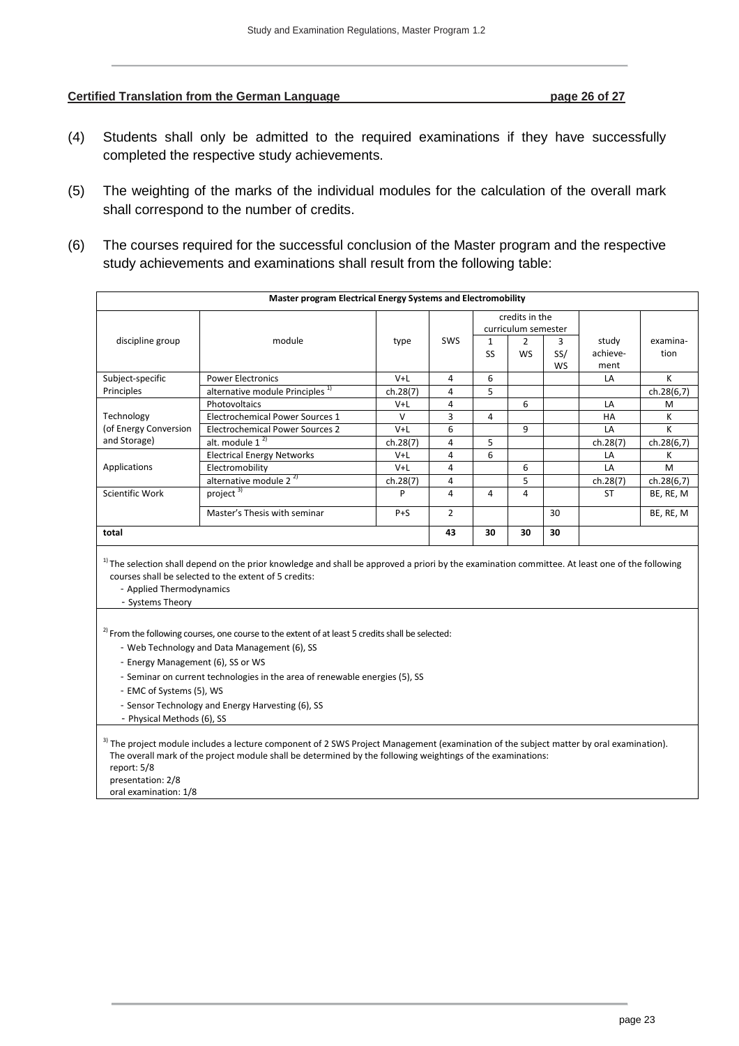**Certified Translation from the German Language**

(4) Students shall only be admitted to the required examinations if they have successfully completed the respective study achievements.

(5) The weighting of the marks of the individual modules for the calculation of the overall mark shall correspond to the number of credits.

(6) The courses required for the successful conclusion of the Master program and the respective study achievements and examinations shall result from the following table:

| Master program Electrical Energy Systems and Electromobility | | | | | | | | |
|---|---|---|---|---|---|---|---|---|
| discipline group | module | type | SWS | credits in the curriculum semester | | | study achieve-ment | examina-tion |
| | | | | 1 SS | 2 WS | 3 SS/ WS | | |
| Subject-specific Principles | Power Electronics | V+L | 4 | 6 | | | LA | K |
| | alternative module Principles [1)] | ch.28(7) | 4 | 5 | | | | ch.28(6,7) |
| Technology (of Energy Conversion and Storage) | Photovoltaics | V+L | 4 | | 6 | | LA | M |
| | Electrochemical Power Sources 1 | V | 3 | 4 | | | HA | K |
| | Electrochemical Power Sources 2 | V+L | 6 | | 9 | | LA | K |
| | alt. module 1 [2)] | ch.28(7) | 4 | 5 | | | ch.28(7) | ch.28(6,7) |
| Applications | Electrical Energy Networks | V+L | 4 | 6 | | | LA | K |
| | Electromobility | V+L | 4 | | 6 | | LA | M |
| | alternative module 2 [2)] | ch.28(7) | 4 | | 5 | | ch.28(7) | ch.28(6,7) |
| Scientific Work | project [3)] | P | 4 | 4 | 4 | | ST | BE, RE, M |
| | Master's Thesis with seminar | P+S | 2 | | | 30 | | BE, RE, M |
| **total** | | | **43** | **30** | **30** | **30** | | |

[1)] The selection shall depend on the prior knowledge and shall be approved a priori by the examination committee. At least one of the following courses shall be selected to the extent of 5 credits:
- Applied Thermodynamics
- Systems Theory

[2)] From the following courses, one course to the extent of at least 5 credits shall be selected:
- Web Technology and Data Management (6), SS
- Energy Management (6), SS or WS
- Seminar on current technologies in the area of renewable energies (5), SS
- EMC of Systems (5), WS
- Sensor Technology and Energy Harvesting (6), SS
- Physical Methods (6), SS

[3)] The project module includes a lecture component of 2 SWS Project Management (examination of the subject matter by oral examination). The overall mark of the project module shall be determined by the following weightings of the examinations:
report: 5/8
presentation: 2/8
oral examination: 1/8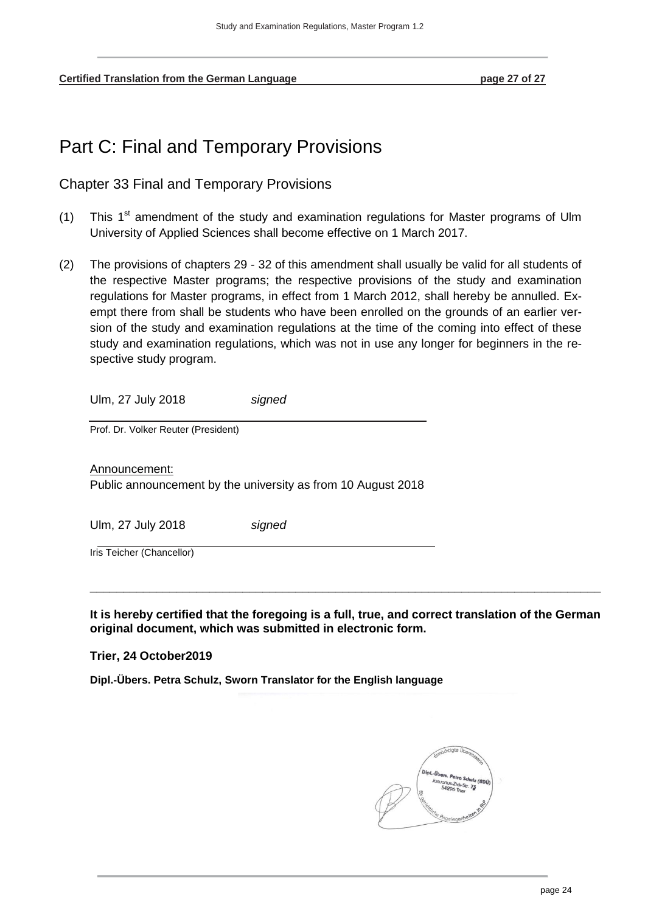# Part C: Final and Temporary Provisions

## Chapter 33 Final and Temporary Provisions

(1) This 1st amendment of the study and examination regulations for Master programs of Ulm University of Applied Sciences shall become effective on 1 March 2017.

(2) The provisions of chapters 29 - 32 of this amendment shall usually be valid for all students of the respective Master programs; the respective provisions of the study and examination regulations for Master programs, in effect from 1 March 2012, shall hereby be annulled. Exempt there from shall be students who have been enrolled on the grounds of an earlier version of the study and examination regulations at the time of the coming into effect of these study and examination regulations, which was not in use any longer for beginners in the respective study program.

Ulm, 27 July 2018 *signed*

Prof. Dr. Volker Reuter (President)

Announcement:
Public announcement by the university as from 10 August 2018

Ulm, 27 July 2018 *signed*

Iris Teicher (Chancellor)

---

**It is hereby certified that the foregoing is a full, true, and correct translation of the German original document, which was submitted in electronic form.**

**Trier, 24 October2019**

**Dipl.-Übers. Petra Schulz, Sworn Translator for the English language**